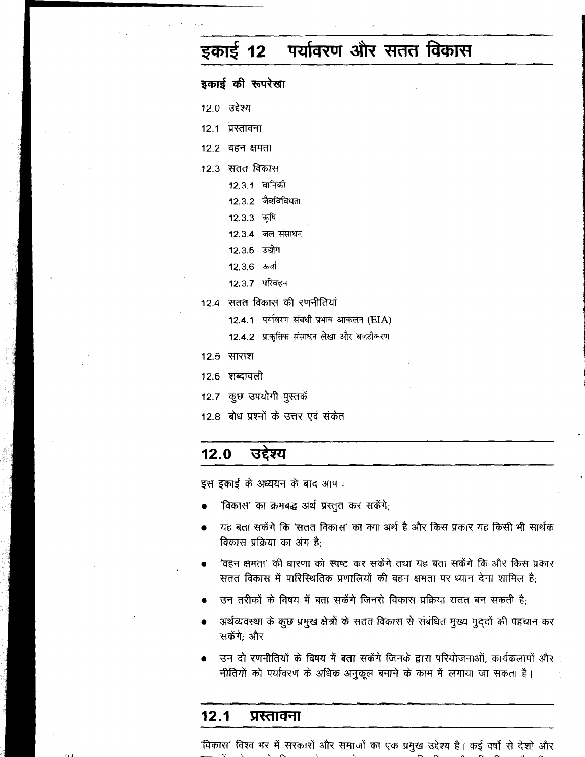# इकाई 12 पर्यावरण और सतत विकास

## इकाई की रूपरेखा

12.0 उद्देश्य

12.1 प्रस्तावना

12.2 वहन क्षमता

12.3 सतत विकास

- 12.3.1 वानिकी
- 12.3.2 जैवविविधता
- 12.3.3 कृषि
- 12.3.4 जल संसाधन
- 12.3.5 उद्योग
- 12.3.6 ऊर्जा
- 12.3.7 परिवहन

12.4 सतत विकास की रणनीतियां

- 12.4.1 पर्यावरण संबंधी प्रभाव आकलन (EIA)
- 12.4.2 प्राकृतिक संसाधन लेखा और बजटीकरण

12.5 सारांश

12.6 शब्दावली

12.7 कुछ उपयोगी पुस्तकें

12.8 बोध प्रश्नों के उत्तर एवं संकेत

## 12.0 उद्देश्य

इस इकाई के अध्ययन के बाद आप :

- 'विकास' का क्रमबद्ध अर्थ प्रस्तुत कर सकेंगे;
- यह बता सकेंगे कि 'सतत विकास' का क्या अर्थ है और किस प्रकार यह किसी भी सार्थक विकास प्रक्रिया का अंग है;
- 'वहन क्षमता' की धारणा को स्पष्ट कर सकेंगे तथा यह बता सकेंगे कि और किस प्रकार सतत विकास में पारिस्थितिक प्रणालियों की वहन क्षमता पर ध्यान देना शामिल है;
- उन तरीकों के विषय में बता सकेंगे जिनसे विकास प्रक्रिया सतत बन सकती है;
- अर्थव्यवस्था के कुछ प्रमुख क्षेत्रों के सतत विकास से संबंधित मुख्य मुद्दों की पहचान कर सकेंगे; और
- उन दो रणनीतियों के विषय में बता सकेंगे जिनके द्वारा परियोजनाओं, कार्यकलापों और नीतियों को पर्यावरण के अधिक अनुकूल बनाने के काम में लगाया जा सकता है।

## 12.1 प्रस्तावना

'विकास' विश्व भर में सरकारों और समाजों का एक प्रमुख उद्देश्य है। कई वर्षों से देशों और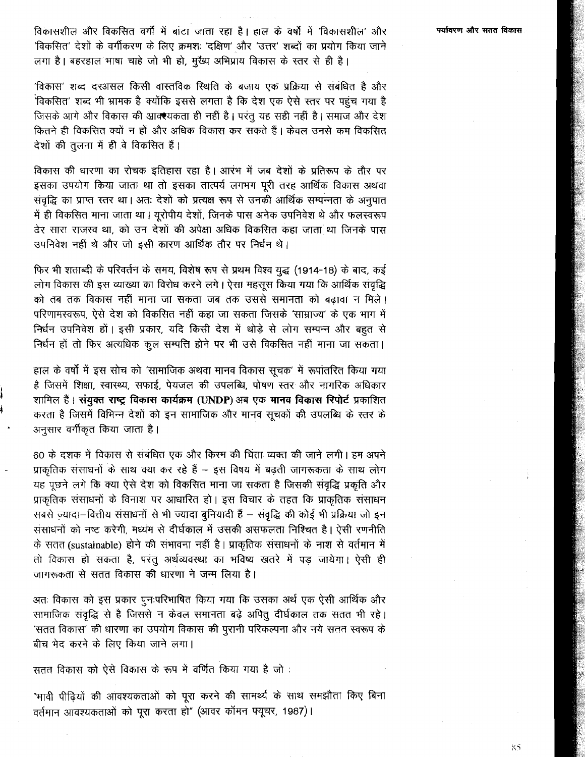विकासशील और विकसित वर्गों में बांटा जाता रहा है। हाल के वर्षों में 'विकासशील' और 'विकसित' देशों के वर्गीकरण के लिए क्रमशः 'दक्षिण' और 'उत्तर' शब्दों का प्रयोग किया जाने लगा है। बहरहाल भाषा चाहे जो भी हो, मुख्य अभिप्राय विकास के स्तर से ही है।

'विकास' शब्द दरअसल किसी वास्तविक स्थिति के बजाय एक प्रक्रिया से संबंधित है और 'विकसित' शब्द भी भ्रामक है क्योंकि इससे लगता है कि देश एक ऐसे स्तर पर पहुंच गया है जिसके आगे और विकास की आवश्यकता ही नहीं है। परंतु यह सही नहीं है। समाज और देश कितने ही विकसित क्यों न हों और अधिक विकास कर सकते हैं। केवल उनसे कम विकसित देशों की तुलना में ही वे विकसित हैं।

विकास की धारणा का रोचक इतिहास रहा है। आरंभ में जब देशों के प्रतिरूप के तौर पर इसका उपयोग किया जाता था तो इसका तात्पर्य लगभग पूरी तरह आर्थिक विकास अथवा संवृद्धि का प्राप्त स्तर था। अतः देशों को प्रत्यक्ष रूप से उनकी आर्थिक सम्पन्नता के अनुपात में ही विकसित माना जाता था। यूरोपीय देशों, जिनके पास अनेक उपनिवेश थे और फलस्वरूप ढेर सारा राजस्व था, को उन देशों की अपेक्षा अधिक विकसित कहा जाता था जिनके पास उपनिवेश नहीं थे और जो इसी कारण आर्थिक तौर पर निर्धन थे।

फिर भी शताब्दी के परिवर्तन के समय, विशेष रूप से प्रथम विश्व युद्ध (1914-18) के बाद, कई लोग विकास की इस व्याख्या का विरोध करने लगे। ऐसा महसूस किया गया कि आर्थिक संवृद्धि को तब तक विकास नहीं माना जा सकता जब तक उससे समानता को बढ़ावा न मिले। परिणामस्वरूप, ऐसे देश को विकसित नहीं कहा जा सकता जिसके 'साम्राज्य' के एक भाग में निर्धन उपनिवेश हों। इसी प्रकार, यदि किसी देश में थोड़े से लोग सम्पन्न और बहुत से निर्धन हों तो फिर अत्यधिक कुल सम्पत्ति होने पर भी उसे विकसित नहीं माना जा सकता।

हाल के वर्षों में इस सोच को 'सामाजिक अथवा मानव विकास सूचक' में रूपांतरित किया गया है जिसमें शिक्षा, स्वास्थ्य, सफाई, पेयजल की उपलब्धि, पोषण स्तर और नागरिक अधिकार शामिल हैं। **संयुक्त राष्ट्र विकास कार्यक्रम (UNDP)** अब एक **मानव विकास रिपोर्ट** प्रकाशित करता है जिसमें विभिन्न देशों को इन सामाजिक और मानव सूचकों की उपलब्धि के स्तर के अनुसार वर्गीकृत किया जाता है।

60 के दशक में विकास से संबंधित एक और किस्म की चिंता व्यक्त की जाने लगी। हम अपने प्राकृतिक संसाधनों के साथ क्या कर रहे हैं – इस विषय में बढ़ती जागरूकता के साथ लोग यह पूछने लगे कि क्या ऐसे देश को विकसित माना जा सकता है जिसकी संवृद्धि प्रकृति और प्राकृतिक संसाधनों के विनाश पर आधारित हो। इस विचार के तहत कि प्राकृतिक संसाधन सबसे ज़्यादा–वित्तीय संसाधनों से भी ज्यादा बुनियादी हैं – संवृद्धि की कोई भी प्रक्रिया जो इन संसाधनों को नष्ट करेगी, मध्यम से दीर्घकाल में उसकी असफलता निश्चित है। ऐसी रणनीति के सतत (sustainable) होने की संभावना नहीं है। प्राकृतिक संसाधनों के नाश से वर्तमान में तो विकास हो सकता है, परंतु अर्थव्यवस्था का भविष्य खतरे में पड़ जायेगा। ऐसी ही जागरूकता से सतत विकास की धारणा ने जन्म लिया है।

अतः विकास को इस प्रकार पुनःपरिभाषित किया गया कि उसका अर्थ एक ऐसी आर्थिक और सामाजिक संवृद्धि से है जिससे न केवल समानता बढ़े अपितु दीर्घकाल तक सतत भी रहे। 'सतत विकास' की धारणा का उपयोग विकास की पुरानी परिकल्पना और नये सतत स्वरूप के बीच भेद करने के लिए किया जाने लगा।

सतत विकास को ऐसे विकास के रूप में वर्णित किया गया है जो :

"भावी पीढ़ियों की आवश्यकताओं को पूरा करने की सामर्थ्य के साथ समझौता किए बिना वर्तमान आवश्यकताओं को पूरा करता हो" (आवर कॉमन फ्यूचर, 1987)।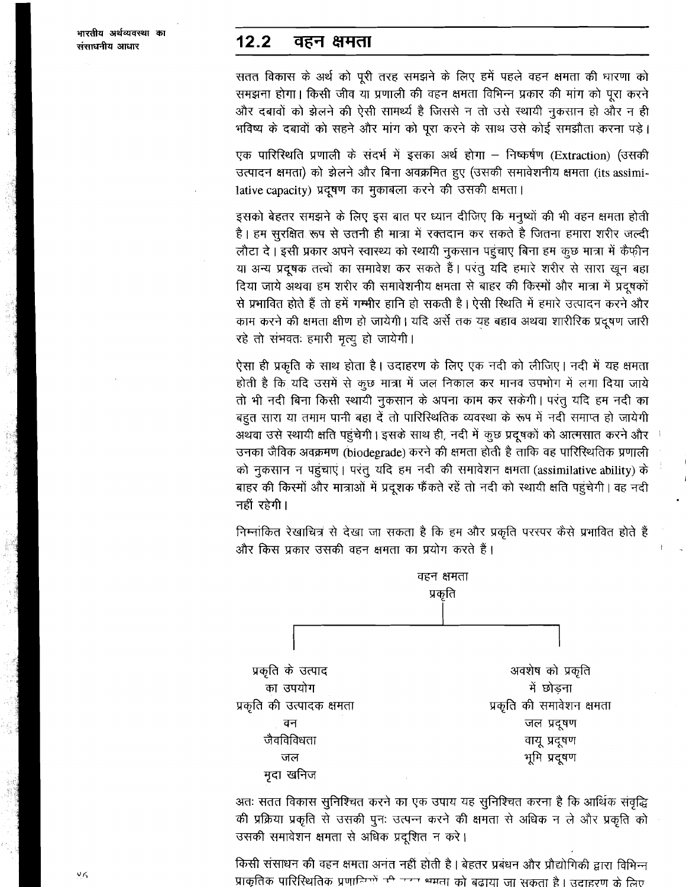## 12.2 वहन क्षमता

सतत विकास के अर्थ को पूरी तरह समझने के लिए हमें पहले वहन क्षमता की धारणा को समझना होगा। किसी जीव या प्रणाली की वहन क्षमता विभिन्न प्रकार की मांग को पूरा करने और दबावों को झेलने की ऐसी सामर्थ्य है जिससे न तो उसे स्थायी नुकसान हो और न ही भविष्य के दबावों को सहने और मांग को पूरा करने के साथ उसे कोई समझौता करना पड़े।

एक पारिस्थिति प्रणाली के संदर्भ में इसका अर्थ होगा – निष्कर्षण (Extraction) (उसकी उत्पादन क्षमता) को झेलने और बिना अवक्रमित हुए (उसकी समावेशनीय क्षमता (its assimilative capacity) प्रदूषण का मुकाबला करने की उसकी क्षमता।

इसको बेहतर समझने के लिए इस बात पर ध्यान दीजिए कि मनुष्यों की भी वहन क्षमता होती है। हम सुरक्षित रूप से उतनी ही मात्रा में रक्तदान कर सकते है जितना हमारा शरीर जल्दी लौटा दे। इसी प्रकार अपने स्वास्थ्य को स्थायी नुकसान पहुंचाए बिना हम कुछ मात्रा में कैफ़ीन या अन्य प्रदूषक तत्वों का समावेश कर सकते हैं। परंतु यदि हमारे शरीर से सारा खून बहा दिया जाये अथवा हम शरीर की समावेशनीय क्षमता से बाहर की किस्मों और मात्रा में प्रदूषकों से प्रभावित होते हैं तो हमें गम्भीर हानि हो सकती है। ऐसी स्थिति में हमारे उत्पादन करने और काम करने की क्षमता क्षीण हो जायेगी। यदि अर्से तक यह बहाव अथवा शारीरिक प्रदूषण जारी रहे तो संभवतः हमारी मृत्यु हो जायेगी।

ऐसा ही प्रकृति के साथ होता है। उदाहरण के लिए एक नदी को लीजिए। नदी में यह क्षमता होती है कि यदि उसमें से कुछ मात्रा में जल निकाल कर मानव उपभोग में लगा दिया जाये तो भी नदी बिना किसी स्थायी नुकसान के अपना काम कर सकेगी। परंतु यदि हम नदी का बहुत सारा या तमाम पानी बहा दें तो पारिस्थितिक व्यवस्था के रूप में नदी समाप्त हो जायेगी अथवा उसे स्थायी क्षति पहुंचेगी। इसके साथ ही, नदी में कुछ प्रदूषकों को आत्मसात करने और उनका जैविक अवक्रमण (biodegrade) करने की क्षमता होती है ताकि वह पारिस्थितिक प्रणाली को नुकसान न पहुंचाएं। परंतु यदि हम नदी की समावेशन क्षमता (assimilative ability) के बाहर की किस्मों और मात्राओं में प्रदूशक फैंकते रहें तो नदी को स्थायी क्षति पहुंचेगी। वह नदी नहीं रहेगी।

निम्नांकित रेखाचित्र से देखा जा सकता है कि हम और प्रकृति परस्पर कैसे प्रभावित होते हैं और किस प्रकार उसकी वहन क्षमता का प्रयोग करते हैं।

वहन क्षमता
प्रकृति

| प्रकृति के उत्पाद का उपयोग | अवशेष को प्रकृति में छोड़ना |
|---|---|
| प्रकृति की उत्पादक क्षमता | प्रकृति की समावेशन क्षमता |
| वन | जल प्रदूषण |
| जैवविविधता | वायू प्रदूषण |
| जल | भूमि प्रदूषण |
| मृदा खनिज | |

अतः सतत विकास सुनिश्चित करने का एक उपाय यह सुनिश्चित करना है कि आर्थिक संवृद्धि की प्रक्रिया प्रकृति से उसकी पुनः उत्पन्न करने की क्षमता से अधिक न ले और प्रकृति को उसकी समावेशन क्षमता से अधिक प्रदूशित न करे।

किसी संसाधन की वहन क्षमता अनंत नहीं होती है। बेहतर प्रबंधन और प्रौद्योगिकी द्वारा विभिन्न प्राकृतिक पारिस्थितिक प्रणालियों की वहन क्षमता को बढ़ाया जा सकता है। उदाहरण के लिए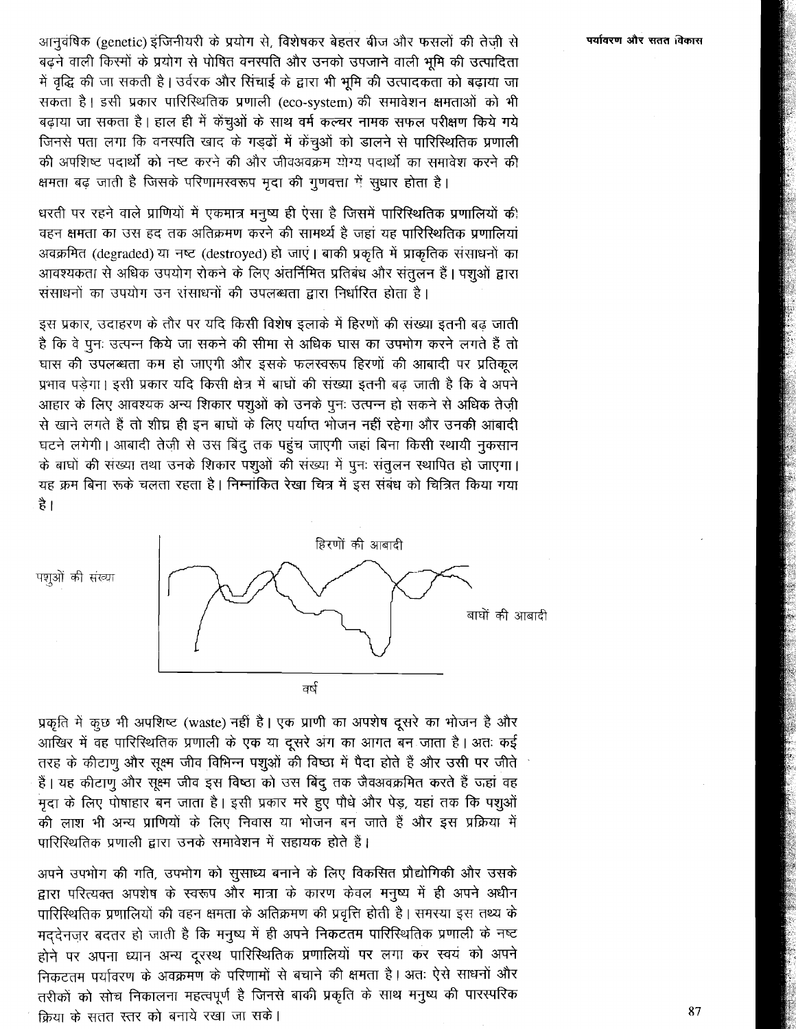आनुवंषिक (genetic) इंजिनीयरी के प्रयोग से, विशेषकर बेहतर बीज और फसलों की तेज़ी से बढ़ने वाली किस्मों के प्रयोग से पोषित वनस्पति और उनको उपजाने वाली भूमि की उत्पादिता में वृद्धि की जा सकती है। उर्वरक और सिंचाई के द्वारा भी भूमि की उत्पादकता को बढ़ाया जा सकता है। इसी प्रकार पारिस्थितिक प्रणाली (eco-system) की समावेशन क्षमताओं को भी बढ़ाया जा सकता है। हाल ही में केंचुओं के साथ वर्म कल्चर नामक सफल परीक्षण किये गये जिनसे पता लगा कि वनस्पति खाद के गड्ढों में केंचुओं को डालने से पारिस्थितिक प्रणाली की अपशिष्ट पदार्थो को नष्ट करने की और जीवअवक्रम योग्य पदार्थो का समावेश करने की क्षमता बढ़ जाती है जिसके परिणामस्वरूप मृदा की गुणवत्ता में सुधार होता है।

धरती पर रहने वाले प्राणियों में एकमात्र मनुष्य ही ऐसा है जिसमें पारिस्थितिक प्रणालियों की वहन क्षमता का उस हद तक अतिक्रमण करने की सामर्थ्य है जहां यह पारिस्थितिक प्रणालियां अवक्रमित (degraded) या नष्ट (destroyed) हो जाएं। बाकी प्रकृति में प्राकृतिक संसाधनों का आवश्यकता से अधिक उपयोग रोकने के लिए अंतर्निमित प्रतिबंध और संतुलन हैं। पशुओं द्वारा संसाधनों का उपयोग उन संसाधनों की उपलब्धता द्वारा निर्धारित होता है।

इस प्रकार, उदाहरण के तौर पर यदि किसी विशेष इलाके में हिरणों की संख्या इतनी बढ़ जाती है कि वे पुनः उत्पन्न किये जा सकने की सीमा से अधिक घास का उपभोग करने लगते हैं तो घास की उपलब्धता कम हो जाएगी और इसके फलस्वरूप हिरणों की आबादी पर प्रतिकूल प्रभाव पड़ेगा। इसी प्रकार यदि किसी क्षेत्र में बाघों की संख्या इतनी बढ़ जाती है कि वे अपने आहार के लिए आवश्यक अन्य शिकार पशुओं को उनके पुनः उत्पन्न हो सकने से अधिक तेज़ी से खाने लगते हैं तो शीघ्र ही इन बाघों के लिए पर्याप्त भोजन नहीं रहेगा और उनकी आबादी घटने लगेगी। आबादी तेजी से उस बिंदु तक पहुंच जाएगी जहां बिना किसी स्थायी नुकसान के बाघों की संख्या तथा उनके शिकार पशुओं की संख्या में पुनः संतुलन स्थापित हो जाएगा। यह क्रम बिना रूके चलता रहता है। निम्नांकित रेखा चित्र में इस संबंध को चित्रित किया गया है।

पशुओं की संख्या — हिरणों की आबादी — बाघों की आबादी — वर्ष

प्रकृति में कुछ भी अपशिष्ट (waste) नहीं है। एक प्राणी का अपशेष दूसरे का भोजन है और आखिर में वह पारिस्थितिक प्रणाली के एक या दूसरे अंग का आगत बन जाता है। अतः कई तरह के कीटाणु और सूक्ष्म जीव विभिन्न पशुओं की विष्ठा में पैदा होते हैं और उसी पर जीते हैं। यह कीटाणु और सूक्ष्म जीव इस विष्ठा को उस बिंदु तक जैवअवक्रमित करते हैं जहां वह मृदा के लिए पोषाहार बन जाता है। इसी प्रकार मरे हुए पौधे और पेड़, यहां तक कि पशुओं की लाश भी अन्य प्राणियों के लिए निवास या भोजन बन जाते हैं और इस प्रक्रिया में पारिस्थितिक प्रणाली द्वारा उनके समावेशन में सहायक होते हैं।

अपने उपभोग की गति, उपभोग को सुसाध्य बनाने के लिए विकसित प्रौद्योगिकी और उसके द्वारा परित्यक्त अपशेष के स्वरूप और मात्रा के कारण केवल मनुष्य में ही अपने अधीन पारिस्थितिक प्रणालियों की वहन क्षमता के अतिक्रमण की प्रवृत्ति होती है। समस्या इस तथ्य के मद्देनज़र बदतर हो जाती है कि मनुष्य में ही अपने निकटतम पारिस्थितिक प्रणाली के नष्ट होने पर अपना ध्यान अन्य दूरस्थ पारिस्थितिक प्रणालियों पर लगा कर स्वयं को अपने निकटतम पर्यावरण के अवक्रमण के परिणामों से बचाने की क्षमता है। अतः ऐसे साधनों और तरीकों को सोच निकालना महत्वपूर्ण है जिनसे बाकी प्रकृति के साथ मनुष्य की पारस्परिक क्रिया के सतत स्तर को बनाये रखा जा सके।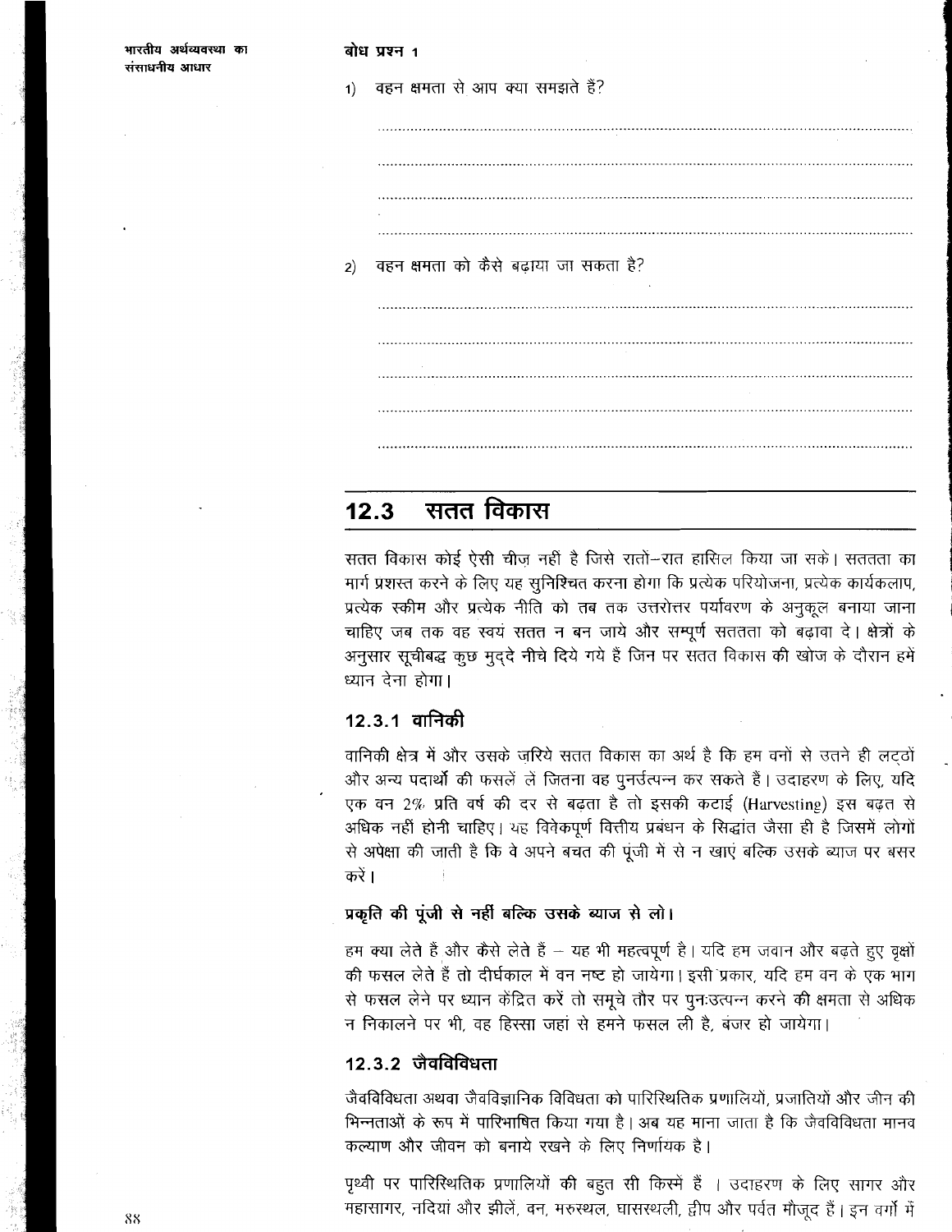**बोध प्रश्न 1**

1) वहन क्षमता से आप क्या समझते हैं?

..................................................................................................................................

..................................................................................................................................

..................................................................................................................................

..................................................................................................................................

2) वहन क्षमता को कैसे बढ़ाया जा सकता है?

..................................................................................................................................

..................................................................................................................................

..................................................................................................................................

..................................................................................................................................

..................................................................................................................................

## 12.3 सतत विकास

सतत विकास कोई ऐसी चीज़ नहीं है जिसे रातों–रात हासिल किया जा सके। सततता का मार्ग प्रशस्त करने के लिए यह सुनिश्चित करना होगा कि प्रत्येक परियोजना, प्रत्येक कार्यकलाप, प्रत्येक स्कीम और प्रत्येक नीति को तब तक उत्तरोत्तर पर्यावरण के अनुकूल बनाया जाना चाहिए जब तक वह स्वयं सतत न बन जाये और सम्पूर्ण सततता को बढ़ावा दे। क्षेत्रों के अनुसार सूचीबद्ध कुछ मुद्दे नीचे दिये गये हैं जिन पर सतत विकास की खोज के दौरान हमें ध्यान देना होगा।

### 12.3.1 वानिकी

वानिकी क्षेत्र में और उसके ज़रिये सतत विकास का अर्थ है कि हम वनों से उतने ही लट्ठों और अन्य पदार्थों की फसलें लें जितना वह पुनर्उत्पन्न कर सकते हैं। उदाहरण के लिए, यदि एक वन 2% प्रति वर्ष की दर से बढ़ता है तो इसकी कटाई (Harvesting) इस बढ़त से अधिक नहीं होनी चाहिए। यह विवेकपूर्ण वित्तीय प्रबंधन के सिद्धांत जैसा ही है जिसमें लोगों से अपेक्षा की जाती है कि वे अपने बचत की पूंजी में से न खाएं बल्कि उसके ब्याज पर बसर करें।

**प्रकृति की पूंजी से नहीं बल्कि उसके ब्याज से लो।**

हम क्या लेते हैं और कैसे लेते हैं – यह भी महत्वपूर्ण है। यदि हम जवान और बढ़ते हुए वृक्षों की फसल लेते हैं तो दीर्घकाल में वन नष्ट हो जायेगा। इसी प्रकार, यदि हम वन के एक भाग से फसल लेने पर ध्यान केंद्रित करें तो समूचे तौर पर पुनःउत्पन्न करने की क्षमता से अधिक न निकालने पर भी, वह हिस्सा जहां से हमने फसल ली है, बंजर हो जायेगा।

### 12.3.2 जैवविविधता

जैवविविधता अथवा जैवविज्ञानिक विविधता को पारिस्थितिक प्रणालियों, प्रजातियों और जीन की भिन्नताओं के रूप में परिभाषित किया गया है। अब यह माना जाता है कि जैवविविधता मानव कल्याण और जीवन को बनाये रखने के लिए निर्णायक है।

पृथ्वी पर पारिस्थितिक प्रणालियों की बहुत सी किस्में हैं । उदाहरण के लिए सागर और महासागर, नदियां और झीलें, वन, मरुस्थल, घासस्थली, द्वीप और पर्वत मौजूद हैं। इन वर्गों में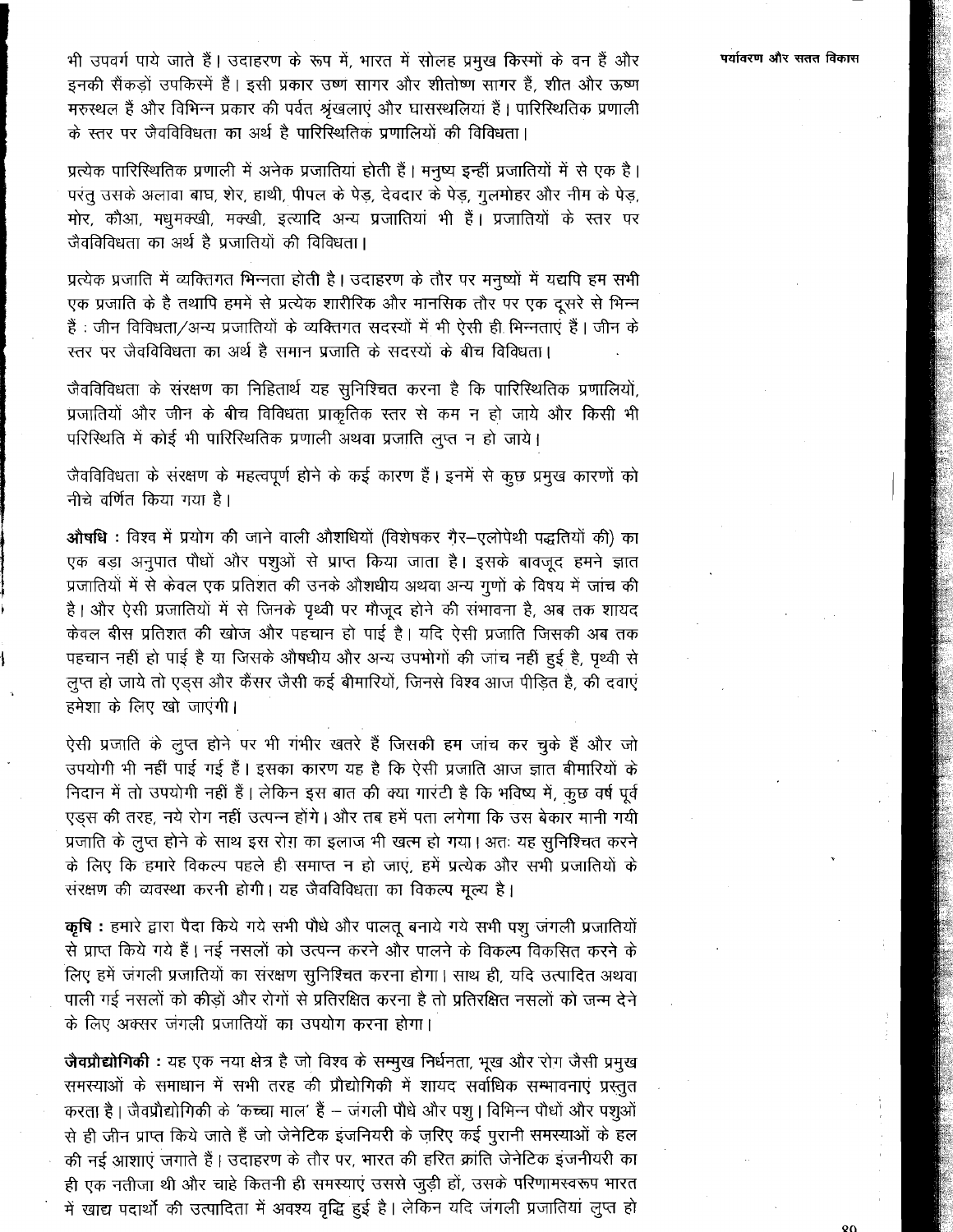भी उपवर्ग पाये जाते हैं। उदाहरण के रूप में, भारत में सोलह प्रमुख किस्मों के वन हैं और इनकी सैकड़ों उपकिस्में हैं। इसी प्रकार उष्ण सागर और शीतोष्ण सागर हैं, शीत और ऊष्ण मरुस्थल हैं और विभिन्न प्रकार की पर्वत श्रृंखलाएं और घासस्थलियां हैं। पारिस्थितिक प्रणाली के स्तर पर जैवविविधता का अर्थ है पारिस्थितिक प्रणालियों की विविधता।

प्रत्येक पारिस्थितिक प्रणाली में अनेक प्रजातियां होती हैं। मनुष्य इन्हीं प्रजातियों में से एक है। परंतु उसके अलावा बाघ, शेर, हाथी, पीपल के पेड़, देवदार के पेड़, गुलमोहर और नीम के पेड़, मोर, कौआ, मधुमक्खी, मक्खी, इत्यादि अन्य प्रजातियां भी हैं। प्रजातियों के स्तर पर जैवविविधता का अर्थ है प्रजातियों की विविधता।

प्रत्येक प्रजाति में व्यक्तिगत भिन्नता होती है। उदाहरण के तौर पर मनुष्यों में यद्यपि हम सभी एक प्रजाति के है तथापि हममें से प्रत्येक शारीरिक और मानसिक तौर पर एक दूसरे से भिन्न हैं : जीन विविधता/अन्य प्रजातियों के व्यक्तिगत सदस्यों में भी ऐसी ही भिन्नताएं हैं। जीन के स्तर पर जैवविविधता का अर्थ है समान प्रजाति के सदस्यों के बीच विविधता।

जैवविविधता के संरक्षण का निहितार्थ यह सुनिश्चित करना है कि पारिस्थितिक प्रणालियों, प्रजातियों और जीन के बीच विविधता प्राकृतिक स्तर से कम न हो जाये और किसी भी परिस्थिति में कोई भी पारिस्थितिक प्रणाली अथवा प्रजाति लुप्त न हो जाये।

जैवविविधता के संरक्षण के महत्वपूर्ण होने के कई कारण हैं। इनमें से कुछ प्रमुख कारणों को नीचे वर्णित किया गया है।

**औषधि :** विश्व में प्रयोग की जाने वाली औशधियों (विशेषकर ग़ैर–एलोपेथी पद्धतियों की) का एक बड़ा अनुपात पौधों और पशुओं से प्राप्त किया जाता है। इसके बावजूद हमने ज्ञात प्रजातियों में से केवल एक प्रतिशत की उनके औशधीय अथवा अन्य गुणों के विषय में जांच की है। और ऐसी प्रजातियों में से जिनके पृथ्वी पर मौजूद होने की संभावना है, अब तक शायद केवल बीस प्रतिशत की खोज और पहचान हो पाई है। यदि ऐसी प्रजाति जिसकी अब तक पहचान नहीं हो पाई है या जिसके औषधीय और अन्य उपभोगों की जांच नहीं हुई है, पृथ्वी से लुप्त हो जाये तो एड्स और कैंसर जैसी कई बीमारियों, जिनसे विश्व आज पीड़ित है, की दवाएं हमेशा के लिए खो जाएंगी।

ऐसी प्रजाति के लुप्त होने पर भी गंभीर खतरे हैं जिसकी हम जांच कर चुके हैं और जो उपयोगी भी नहीं पाई गई हैं। इसका कारण यह है कि ऐसी प्रजाति आज ज्ञात बीमारियों के निदान में तो उपयोगी नहीं हैं। लेकिन इस बात की क्या गारंटी है कि भविष्य में, कुछ वर्ष पूर्व एड्स की तरह, नये रोग नहीं उत्पन्न होंगे। और तब हमें पता लगेगा कि उस बेकार मानी गयी प्रजाति के लुप्त होने के साथ इस रोग़ का इलाज भी खत्म हो गया। अतः यह सुनिश्चित करने के लिए कि हमारे विकल्प पहले ही समाप्त न हो जाएं, हमें प्रत्येक और सभी प्रजातियों के संरक्षण की व्यवस्था करनी होगी। यह जैवविविधता का विकल्प मूल्य है।

**कृषि :** हमारे द्वारा पैदा किये गये सभी पौधे और पालतू बनाये गये सभी पशु जंगली प्रजातियों से प्राप्त किये गये हैं। नई नसलों को उत्पन्न करने और पालने के विकल्प विकसित करने के लिए हमें जंगली प्रजातियों का संरक्षण सुनिश्चित करना होगा। साथ ही, यदि उत्पादित अथवा पाली गई नसलों को कीड़ों और रोगों से प्रतिरक्षित करना है तो प्रतिरक्षित नसलों को जन्म देने के लिए अक्सर जंगली प्रजातियों का उपयोग करना होगा।

**जैवप्रौद्योगिकी :** यह एक नया क्षेत्र है जो विश्व के सम्मुख निर्धनता, भूख और रोग जैसी प्रमुख समस्याओं के समाधान में सभी तरह की प्रौद्योगिकी में शायद सर्वाधिक सम्भावनाएं प्रस्तुत करता है। जैवप्रौद्योगिकी के 'कच्चा माल' हैं – जंगली पौधे और पशु। विभिन्न पौधों और पशुओं से ही जीन प्राप्त किये जाते हैं जो जेनेटिक इंजनियरी के ज़रिए कई पुरानी समस्याओं के हल की नई आशाएं जगाते हैं। उदाहरण के तौर पर, भारत की हरित क्रांति जेनेटिक इंजनीयरी का ही एक नतीजा थी और चाहे कितनी ही समस्याएं उससे जुड़ी हों, उसके परिणामस्वरूप भारत में खाद्य पदार्थों की उत्पादिता में अवश्य वृद्धि हुई है। लेकिन यदि जंगली प्रजातियां लुप्त हो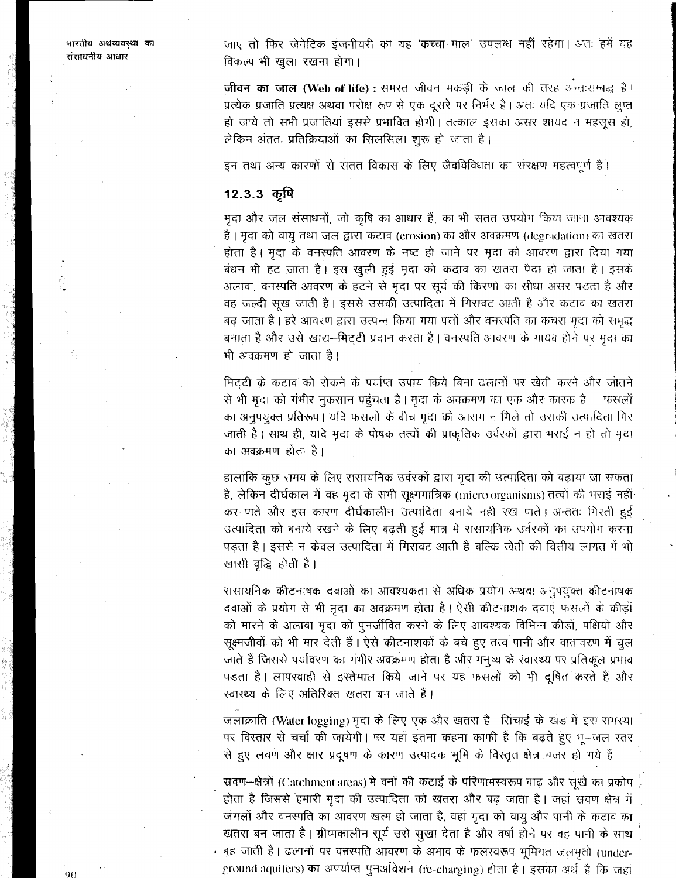जाएं तो फिर जेनेटिक इंजनीयरी का यह 'कच्चा माल' उपलब्ध नहीं रहेगा। अतः हमें यह विकल्प भी खुला रखना होगा।

**जीवन का जाल (Web of life) :** समस्त जीवन मकड़ी के जाल की तरह अंतःसम्बद्ध है। प्रत्येक प्रजाति प्रत्यक्ष अथवा परोक्ष रूप से एक दूसरे पर निर्भर है। अतः यदि एक प्रजाति लुप्त हो जाये तो सभी प्रजातियां इससे प्रभावित होंगी। तत्काल इसका असर शायद न महसूस हो, लेकिन अंततः प्रतिक्रियाओं का सिलसिला शुरू हो जाता है।

इन तथा अन्य कारणों से सतत विकास के लिए जैवविविधता का संरक्षण महत्वपूर्ण है।

### 12.3.3 कृषि

मृदा और जल संसाधनों, जो कृषि का आधार हैं, का भी सतत उपयोग किया जाना आवश्यक है। मृदा को वायु तथा जल द्वारा कटाव (erosion) का और अवक्रमण (degradation) का खतरा होता है। मृदा के वनस्पति आवरण के नष्ट हो जाने पर मृदा को आवरण द्वारा दिया गया बंधन भी हट जाता है। इस खुली हुई मृदा को कटाव का खतरा पैदा हो जाता है। इसके अलावा, वनस्पति आवरण के हटने से मृदा पर सूर्य की किरणों का सीधा असर पड़ता है और वह जल्दी सूख जाती है। इससे उसकी उत्पादिता में गिरावट आती है और कटाव का खतरा बढ़ जाता है। हरे आवरण द्वारा उत्पन्न किया गया पत्तों और वनस्पति का कचरा मृदा को समृद्ध बनाता है और उसे खाद्य–मिट्टी प्रदान करता है। वनस्पति आवरण के गायब होने पर मृदा का भी अवक्रमण हो जाता है।

मिट्टी के कटाव को रोकने के पर्याप्त उपाय किये बिना ढलानों पर खेती करने और जोतने से भी मृदा को गंभीर नुकसान पहुंचता है। मृदा के अवक्रमण का एक और कारक है -- फसलों का अनुपयुक्त प्रतिरूप। यदि फसलों के बीच मृदा को आराम न मिले तो उसकी उत्पादिता गिर जाती है। साथ ही, यदि मृदा के पोषक तत्वों की प्राकृतिक उर्वरकों द्वारा भराई न हो तो मृदा का अवक्रमण होता है।

हालांकि कुछ समय के लिए रासायनिक उर्वरकों द्वारा मृदा की उत्पादिता को बढ़ाया जा सकता है, लेकिन दीर्घकाल में वह मृदा के सभी सूक्ष्ममात्रिक (micro organisms) तत्वों की भराई नहीं कर पाते और इस कारण दीर्घकालीन उत्पादिता बनाये नहीं रख पाते। अन्ततः गिरती हुई उत्पादिता को बनाये रखने के लिए बढ़ती हुई मात्र में रासायनिक उर्वरकों का उपयोग करना पड़ता है। इससे न केवल उत्पादिता में गिरावट आती है बल्कि खेती की वित्तीय लागत में भी खासी वृद्धि होती है।

रासायनिक कीटनाषक दवाओं का आवश्यकता से अधिक प्रयोग अथवा अनुपयुक्त कीटनाषक दवाओं के प्रयोग से भी मृदा का अवक्रमण होता है। ऐसी कीटनाशक दवाएं फसलों के कीड़ों को मारने के अलावा मृदा को पुनर्जीवित करने के लिए आवश्यक विभिन्न कीड़ों, पक्षियों और सूक्ष्मजीवों को भी मार देती हैं। ऐसे कीटनाशकों के बचे हुए तत्व पानी और वातावरण में घुल जाते हैं जिससे पर्यावरण का गंभीर अवक्रमण होता है और मनुष्य के स्वास्थ्य पर प्रतिकूल प्रभाव पड़ता है। लापरवाही से इस्तेमाल किये जाने पर यह फसलों को भी दूषित करते हैं और स्वास्थ्य के लिए अतिरिक्त खतरा बन जाते हैं।

जलाक्रांति (Water logging) मृदा के लिए एक और खतरा है। सिंचाई के खंड में इस समस्या पर विस्तार से चर्चा की जायेगी। पर यहां इतना कहना काफी है कि बढ़ते हुए भू–जल स्तर से हुए लवण और क्षार प्रदूषण के कारण उत्पादक भूमि के विस्तृत क्षेत्र बंजर हो गये हैं।

स्रवण–क्षेत्रों (Catchment areas) में वनों की कटाई के परिणामस्वरूप बाढ़ और सूखे का प्रकोप होता है जिससे हमारी मृदा की उत्पादिता को खतरा और बढ़ जाता है। जहां स्रवण क्षेत्र में जंगलों और वनस्पति का आवरण खत्म हो जाता है, वहां मृदा को वायु और पानी के कटाव का खतरा बन जाता है। ग्रीष्मकालीन सूर्य उसे सुखा देता है और वर्षा होने पर वह पानी के साथ बह जाती है। ढलानों पर वनस्पति आवरण के अभाव के फलस्वरूप भूमिगत जलभृतों (underground aquifers) का अपर्याप्त पुनर्आवेशन (re-charging) होता है। इसका अर्थ है कि जहां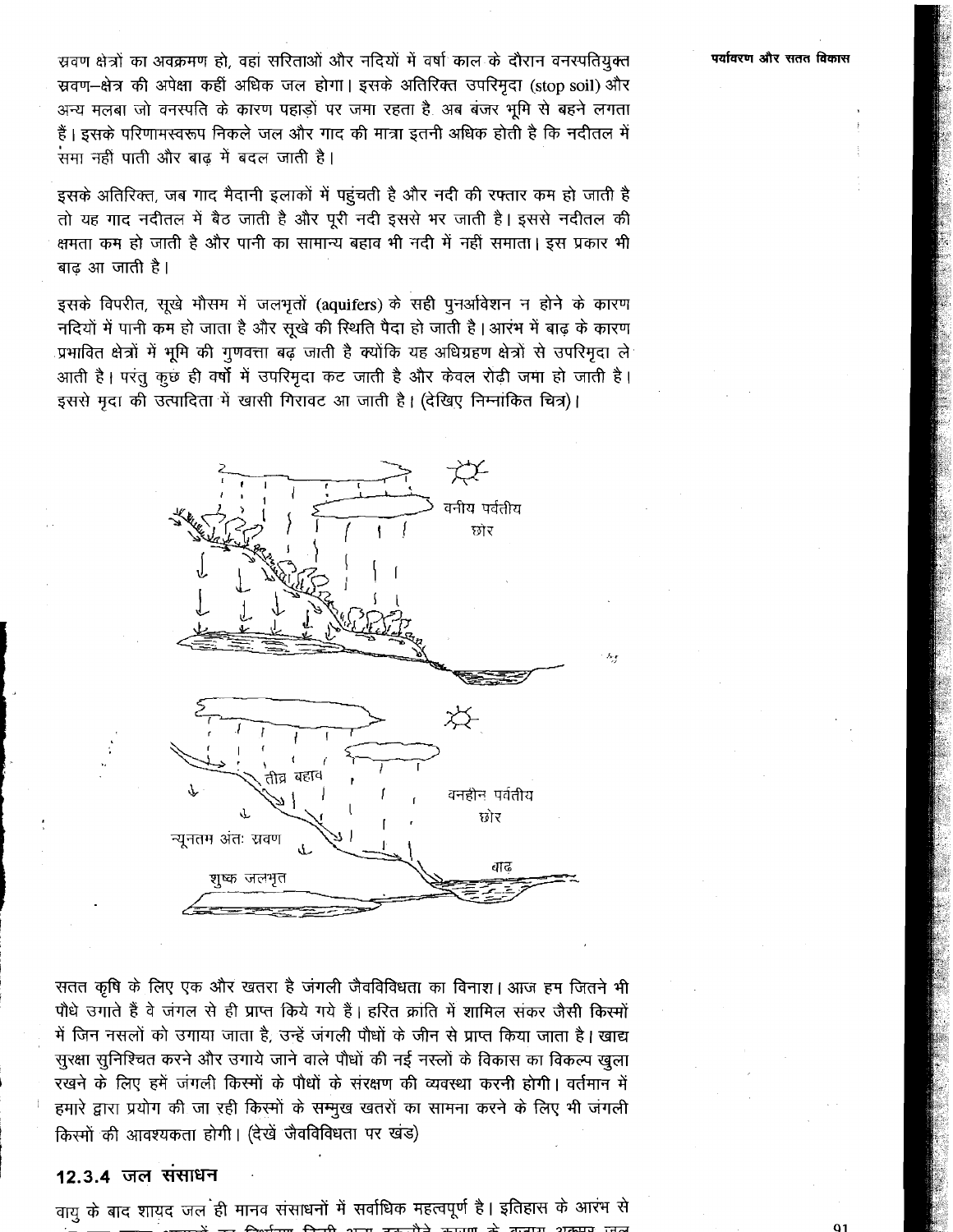स्रवण क्षेत्रों का अवक्रमण हो, वहां सरिताओं और नदियों में वर्षा काल के दौरान वनस्पतियुक्त स्रवण–क्षेत्र की अपेक्षा कहीं अधिक जल होगा। इसके अतिरिक्त उपरिमृदा (stop soil) और अन्य मलबा जो वनस्पति के कारण पहाड़ों पर जमा रहता है अब बंजर भूमि से बहने लगता हैं। इसके परिणामस्वरूप निकले जल और गाद की मात्रा इतनी अधिक होती है कि नदीतल में समा नहीं पाती और बाढ़ में बदल जाती है।

इसके अतिरिक्त, जब गाद मैदानी इलाकों में पहुंचती है और नदी की रफ्तार कम हो जाती है तो यह गाद नदीतल में बैठ जाती है और पूरी नदी इससे भर जाती है। इससे नदीतल की क्षमता कम हो जाती है और पानी का सामान्य बहाव भी नदी में नहीं समाता। इस प्रकार भी बाढ़ आ जाती है।

इसके विपरीत, सूखे मौसम में जलभृतों (aquifers) के सही पुनर्आवेशन न होने के कारण नदियों में पानी कम हो जाता है और सूखे की स्थिति पैदा हो जाती है। आरंभ में बाढ़ के कारण प्रभावित क्षेत्रों में भूमि की गुणवत्ता बढ़ जाती है क्योंकि यह अधिग्रहण क्षेत्रों से उपरिमृदा ले आती है। परंतु कुछ ही वर्षों में उपरिमृदा कट जाती है और केवल रोढ़ी जमा हो जाती है। इससे मृदा की उत्पादिता में खासी गिरावट आ जाती है। (देखिए निम्नांकित चित्र)।

वनीय पर्वतीय छोर

तीव्र बहाव

वनहीन पर्वतीय छोर

न्यूनतम अंतः स्रवण

बाढ़

शुष्क जलभृत

सतत कृषि के लिए एक और खतरा है जंगली जैवविविधता का विनाश। आज हम जितने भी पौधे उगाते हैं वे जंगल से ही प्राप्त किये गये हैं। हरित क्रांति में शामिल संकर जैसी किस्मों में जिन नसलों को उगाया जाता है, उन्हें जंगली पौधों के जीन से प्राप्त किया जाता है। खाद्य सुरक्षा सुनिश्चित करने और उगाये जाने वाले पौधों की नई नस्लों के विकास का विकल्प खुला रखने के लिए हमें जंगली किस्मों के पौधों के संरक्षण की व्यवस्था करनी होगी। वर्तमान में हमारे द्वारा प्रयोग की जा रही किस्मों के सम्मुख खतरों का सामना करने के लिए भी जंगली किस्मों की आवश्यकता होगी। (देखें जैवविविधता पर खंड)

### 12.3.4 जल संसाधन

वायु के बाद शायद जल ही मानव संसाधनों में सर्वाधिक महत्वपूर्ण है। इतिहास के आरंभ से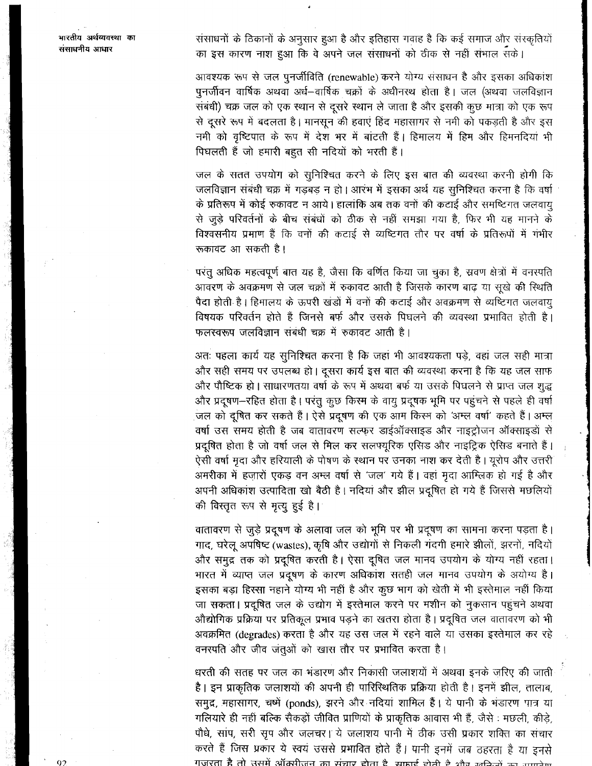संसाधनों के ठिकानों के अनुसार हुआ है और इतिहास गवाह है कि कई समाज और संस्कृतियों का इस कारण नाश हुआ कि वे अपने जल संसाधनों को ठीक से नहीं संभाल सके।

आवश्यक रूप से जल पुनर्जीविति (renewable) करने योग्य संसाधन है और इसका अधिकांश पुनर्जीवन वार्षिक अथवा अर्ध–वार्षिक चक्रों के अधीनस्थ होता है। जल (अथवा जलविज्ञान संबंधी) चक्र जल को एक स्थान से दूसरे स्थान ले जाता है और इसकी कुछ मात्रा को एक रूप से दूसरे रूप में बदलता है। मानसून की हवाएं हिंद महासागर से नमी को पकड़ती है और इस नमी को वृष्टिपात के रूप में देश भर में बांटती हैं। हिमालय में हिम और हिमनदियां भी पिघलती हैं जो हमारी बहुत सी नदियों को भरती हैं।

जल के सतत उपयोग को सुनिश्चित करने के लिए इस बात की व्यवस्था करनी होगी कि जलविज्ञान संबंधी चक्र में गड़बड़ न हो। आरंभ में इसका अर्थ यह सुनिश्चित करना है कि वर्षा के प्रतिरूप में कोई रुकावट न आये। हालांकि अब तक वनों की कटाई और समष्टिगत जलवायु से जुड़े परिवर्तनों के बीच संबंधों को ठीक से नहीं समझा गया है, फिर भी यह मानने के विश्वसनीय प्रमाण हैं कि वनों की कटाई से व्यष्टिगत तौर पर वर्षा के प्रतिरूपों में गंभीर रुकावट आ सकती है।

परंतु अधिक महत्वपूर्ण बात यह है, जैसा कि वर्णित किया जा चुका है, स्रवण क्षेत्रों में वनस्पति आवरण के अवक्रमण से जल चक्रों में रुकावट आती है जिसके कारण बाढ़ या सूखे की स्थिति पैदा होती है। हिमालय के ऊपरी खंडों में वनों की कटाई और अवक्रमण से व्यष्टिगत जलवायु विषयक परिवर्तन होते हैं जिनसे बर्फ और उसके पिघलने की व्यवस्था प्रभावित होती है। फलस्वरूप जलविज्ञान संबंधी चक्र में रुकावट आती है।

अतः पहला कार्य यह सुनिश्चित करना है कि जहां भी आवश्यकता पड़े, वहां जल सही मात्रा और सही समय पर उपलब्ध हो। दूसरा कार्य इस बात की व्यवस्था करना है कि यह जल साफ और पौष्टिक हो। साधारणतया वर्षा के रूप में अथवा बर्फ या उसके पिघलने से प्राप्त जल शुद्ध और प्रदूषण–रहित होता है। परंतु कुछ किस्म के वायु प्रदूषक भूमि पर पहुंचने से पहले ही वर्षा जल को दूषित कर सकते हैं। ऐसे प्रदूषण की एक आम किस्म को 'अम्ल वर्षा' कहते हैं। अम्ल वर्षा उस समय होती है जब वातावरण सल्फ़र डाईऑक्साइड और नाइट्रोजन ऑक्साइडों से प्रदूषित होता है जो वर्षा जल से मिल कर सलफ्यूरिक एसिड और नाइट्रिक ऐसिड बनाते हैं। ऐसी वर्षा मृदा और हरियाली के पोषण के स्थान पर उनका नाश कर देती है। यूरोप और उत्तरी अमरीका में हज़ारों एकड़ वन अम्ल वर्षा से 'जल' गये हैं। वहां मृदा आम्लिक हो गई है और अपनी अधिकांश उत्पादिता खो बैठी है। नदियां और झील प्रदूषित हो गये हैं जिससे मछलियों की विस्तृत रूप से मृत्यु हुई है।

वातावरण से जुड़े प्रदूषण के अलावा जल को भूमि पर भी प्रदूषण का सामना करना पड़ता है। गाद, घरेलू अपशिष्ट (wastes), कृषि और उद्योगों से निकली गंदगी हमारे झीलों, झरनों, नदियों और समुद्र तक को प्रदूषित करती है। ऐसा दूषित जल मानव उपयोग के योग्य नहीं रहता। भारत में व्याप्त जल प्रदूषण के कारण अधिकांश सतही जल मानव उपयोग के अयोग्य है। इसका बड़ा हिस्सा नहाने योग्य भी नहीं है और कुछ भाग को खेती में भी इस्तेमाल नहीं किया जा सकता। प्रदूषित जल के उद्योग में इस्तेमाल करने पर मशीन को नुकसान पहुंचने अथवा औद्योगिक प्रक्रिया पर प्रतिकूल प्रभाव पड़ने का खतरा होता है। प्रदूषित जल वातावरण को भी अवक्रमित (degrades) करता है और यह उस जल में रहने वाले या उसका इस्तेमाल कर रहे वनस्पति और जीव जंतुओं को खास तौर पर प्रभावित करता है।

धरती की सतह पर जल का भंडारण और निकासी जलाशयों में अथवा इनके जरिए की जाती है। इन प्राकृतिक जलाशयों की अपनी ही पारिस्थितिक प्रक्रिया होती है। इनमें झील, तालाब, समुद्र, महासागर, चष्में (ponds), झरने और नदियां शामिल हैं। ये पानी के भंडारण पात्र या गलियारे ही नहीं बल्कि सैकड़ों जीवित प्राणियों के प्राकृतिक आवास भी हैं, जैसे : मछली, कीड़े, पौधे, सांप, सरी सृप और जलचर। ये जलाशय पानी में ठीक उसी प्रकार शक्ति का संचार करते हैं जिस प्रकार ये स्वयं उससे प्रभावित होते हैं। पानी इनमें जब ठहरता है या इनसे गुजरता है तो उसमें ऑक्सीजन का संचार होता है, सफाई होती है और खनिजों का अवशेषण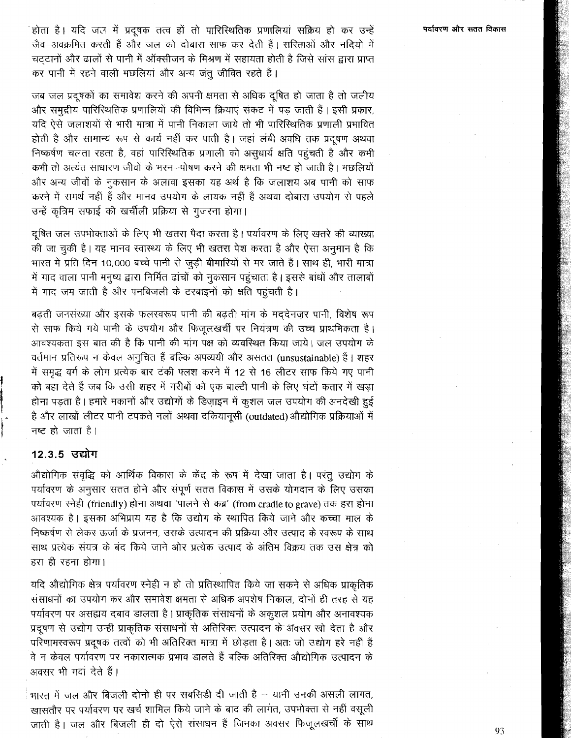होता है। यदि जल में प्रदूषक तत्व हों तो पारिस्थितिक प्रणालियां सक्रिय हो कर उन्हें जैव–अवक्रमित करती हैं और जल को दोबारा साफ कर देती हैं। सरिताओं और नदियों में चट्टानों और ढालों से पानी में ऑक्सीजन के मिश्रण में सहायता होती है जिसे सांस द्वारा प्राप्त कर पानी में रहने वाली मछलियां और अन्य जंतु जीवित रहते हैं।

जब जल प्रदूषकों का समावेश करने की अपनी क्षमता से अधिक दूषित हो जाता है तो जलीय और समुद्रीय पारिस्थितिक प्रणालियों की विभिन्न क्रियाएं संकट में पड़ जाती हैं। इसी प्रकार, यदि ऐसे जलाशयों से भारी मात्रा में पानी निकाला जाये तो भी पारिस्थितिक प्रणाली प्रभावित होती है और सामान्य रूप से कार्य नहीं कर पाती है। जहां लंबी अवधि तक प्रदूषण अथवा निष्कर्षण चलता रहता है, वहां पारिस्थितिक प्रणाली को असुधार्य क्षति पहुंचती है और कभी कभी तो अत्यंत साधारण जीवों के भरन–पोषण करने की क्षमता भी नष्ट हो जाती है। मछलियों और अन्य जीवों के नुकसान के अलावा इसका यह अर्थ है कि जलाशय अब पानी को साफ करने में समर्थ नहीं हैं और मानव उपयोग के लायक नहीं हैं अथवा दोबारा उपयोग से पहले उन्हें कृत्रिम सफाई की खर्चीली प्रक्रिया से गुजरना होगा।

दूषित जल उपभोक्ताओं के लिए भी खतरा पैदा करता है। पर्यावरण के लिए खतरे की व्याख्या की जा चुकी है। यह मानव स्वास्थ्य के लिए भी खतरा पेश करता है और ऐसा अनुमान है कि भारत में प्रति दिन 10,000 बच्चे पानी से जुड़ी बीमारियों से मर जाते हैं। साथ ही, भारी मात्रा में गाद वाला पानी मनुष्य द्वारा निर्मित ढांचों को नुकसान पहुंचाता है। इससे बांधों और तालाबों में गाद जम जाती है और पनबिजली के टरबाइनों को क्षति पहुंचती है।

बढ़ती जनसंख्या और इसके फलस्वरूप पानी की बढ़ती मांग के मद्देनज़र पानी, विशेष रूप से साफ किये गये पानी के उपयोग और फिजूलखर्ची पर नियंत्रण की उच्च प्राथमिकता है। आवश्यकता इस बात की है कि पानी की मांग पक्ष को व्यवस्थित किया जाये। जल उपयोग के वर्तमान प्रतिरूप न केवल अनुचित हैं बल्कि अपव्ययी और असतत (unsustainable) हैं। शहर में समृद्ध वर्ग के लोग प्रत्येक बार टंकी फ्लश करने में 12 से 16 लीटर साफ किये गए पानी को बहा देते हैं जब कि उसी शहर में गरीबों को एक बाल्टी पानी के लिए घंटों कतार में खड़ा होना पड़ता है। हमारे मकानों और उद्योगों के डिज़ाइन में कुशल जल उपयोग की अनदेखी हुई है और लाखों लीटर पानी टपकते नलों अथवा दकियानूसी (outdated) औद्योगिक प्रक्रियाओं में नष्ट हो जाता है।

### 12.3.5 उद्योग

औद्योगिक संवृद्धि को आर्थिक विकास के केंद्र के रूप में देखा जाता है। परंतु उद्योग के पर्यावरण के अनुसार सतत होने और संपूर्ण सतत विकास में उसके योगदान के लिए उसका पर्यावरण स्नेही (friendly) होना अथवा 'पालने से कब्र' (from cradle to grave) तक हरा होना आवश्यक है। इसका अभिप्राय यह है कि उद्योग के स्थापित किये जाने और कच्चा माल के निष्कर्षण से लेकर ऊर्जा के प्रजनन, उसके उत्पादन की प्रक्रिया और उत्पाद के स्वरूप के साथ साथ प्रत्येक संयंत्र के बंद किये जाने और प्रत्येक उत्पाद के अंतिम विक्रय तक उस क्षेत्र को हरा ही रहना होगा।

यदि औद्योगिक क्षेत्र पर्यावरण स्नेही न हो तो प्रतिस्थापित किये जा सकने से अधिक प्राकृतिक संसाधनों का उपयोग कर और समावेश क्षमता से अधिक अपशेष निकाल, दोनों ही तरह से यह पर्यावरण पर असह्य दबाव डालता है। प्राकृतिक संसाधनों के अकुशल प्रयोग और अनावश्यक प्रदूषण से उद्योग उन्हीं प्राकृतिक संसाधनों से अतिरिक्त उत्पादन के अवसर खो देता है और परिणामस्वरूप प्रदूषक तत्वों को भी अतिरिक्त मात्रा में छोड़ता है। अतः जो उद्योग हरे नहीं हैं वे न केवल पर्यावरण पर नकारात्मक प्रभाव डालते हैं बल्कि अतिरिक्त औद्योगिक उत्पादन के अवसर भी गवां देते हैं।

भारत में जल और बिजली दोनों ही पर सबसिडी दी जाती है – यानी उनकी असली लागत, खासतौर पर पर्यावरण पर खर्च शामिल किये जाने के बाद की लागत, उपभोक्ता से नहीं वसूली जाती है। जल और बिजली ही दो ऐसे संसाधन हैं जिनका अवसर फिजूलखर्ची के साथ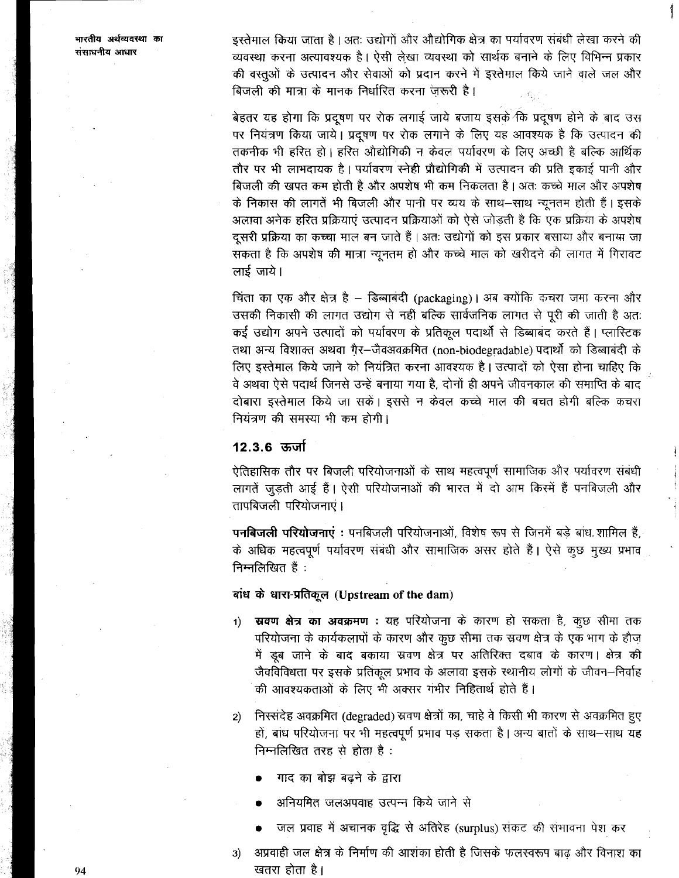इस्तेमाल किया जाता है। अतः उद्योगों और औद्योगिक क्षेत्र का पर्यावरण संबंधी लेखा करने की व्यवस्था करना अत्यावश्यक है। ऐसी लेखा व्यवस्था को सार्थक बनाने के लिए विभिन्न प्रकार की वस्तुओं के उत्पादन और सेवाओं को प्रदान करने में इस्तेमाल किये जाने वाले जल और बिजली की मात्रा के मानक निर्धारित करना ज़रूरी है।

बेहतर यह होगा कि प्रदूषण पर रोक लगाई जाये बजाय इसके कि प्रदूषण होने के बाद उस पर नियंत्रण किया जाये। प्रदूषण पर रोक लगाने के लिए यह आवश्यक है कि उत्पादन की तकनीक भी हरित हो। हरित औद्योगिकी न केवल पर्यावरण के लिए अच्छी है बल्कि आर्थिक तौर पर भी लाभदायक है। पर्यावरण स्नेही प्रौद्योगिकी में उत्पादन की प्रति इकाई पानी और बिजली की खपत कम होती है और अपशेष भी कम निकलता है। अतः कच्चे माल और अपशेष के निकास की लागतें भी बिजली और पानी पर व्यय के साथ–साथ न्यूनतम होती हैं। इसके अलावा अनेक हरित प्रक्रियाएं उत्पादन प्रक्रियाओं को ऐसे जोड़ती है कि एक प्रक्रिया के अपशेष दूसरी प्रक्रिया का कच्चा माल बन जाते हैं। अतः उद्योगों को इस प्रकार बसाया और बनाया जा सकता है कि अपशेष की मात्रा न्यूनतम हो और कच्चे माल को खरीदने की लागत में गिरावट लाई जाये।

चिंता का एक और क्षेत्र है – डिब्बाबंदी (packaging)। अब क्योंकि कचरा जमा करना और उसकी निकासी की लागत उद्योग से नहीं बल्कि सार्वजनिक लागत से पूरी की जाती है अतः कई उद्योग अपने उत्पादों को पर्यावरण के प्रतिकूल पदार्थों से डिब्बाबंद करते हैं। प्लास्टिक तथा अन्य विशाक्त अथवा ग़ैर–जैवअवक्रमित (non-biodegradable) पदार्थों को डिब्बाबंदी के लिए इस्तेमाल किये जाने को नियंत्रित करना आवश्यक है। उत्पादों को ऐसा होना चाहिए कि वे अथवा ऐसे पदार्थ जिनसे उन्हें बनाया गया है, दोनों ही अपने जीवनकाल की समाप्ति के बाद दोबारा इस्तेमाल किये जा सकें। इससे न केवल कच्चे माल की बचत होगी बल्कि कचरा नियंत्रण की समस्या भी कम होगी।

### 12.3.6 ऊर्जा

ऐतिहासिक तौर पर बिजली परियोजनाओं के साथ महत्वपूर्ण सामाजिक और पर्यावरण संबंधी लागतें जुड़ती आई हैं। ऐसी परियोजनाओं की भारत में दो आम किस्में हैं पनबिजली और तापबिजली परियोजनाएं।

**पनबिजली परियोजनाएं :** पनबिजली परियोजनाओं, विशेष रूप से जिनमें बड़े बांध शामिल हैं, के अधिक महत्वपूर्ण पर्यावरण संबंधी और सामाजिक असर होते हैं। ऐसे कुछ मुख्य प्रभाव निम्नलिखित हैं :

**बांध के धारा-प्रतिकूल (Upstream of the dam)**

1) **स्रवण क्षेत्र का अवक्रमण :** यह परियोजना के कारण हो सकता है, कुछ सीमा तक परियोजना के कार्यकलापों के कारण और कुछ सीमा तक स्रवण क्षेत्र के एक भाग के हौज़ में डूब जाने के बाद बकाया स्रवण क्षेत्र पर अतिरिक्त दबाव के कारण। क्षेत्र की जैवविविधता पर इसके प्रतिकूल प्रभाव के अलावा इसके स्थानीय लोगों के जीवन–निर्वाह की आवश्यकताओं के लिए भी अक्सर गंभीर निहितार्थ होते हैं।

2) निस्संदेह अवक्रमित (degraded) स्रवण क्षेत्रों का, चाहे वे किसी भी कारण से अवक्रमित हुए हों, बांध परियोजना पर भी महत्वपूर्ण प्रभाव पड़ सकता है। अन्य बातों के साथ–साथ यह निम्नलिखित तरह से होता है :
   - गाद का बोझ बढ़ने के द्वारा
   - अनियमित जलअपवाह उत्पन्न किये जाने से
   - जल प्रवाह में अचानक वृद्धि से अतिरेह (surplus) संकट की संभावना पेश कर

3) अप्रवाही जल क्षेत्र के निर्माण की आशंका होती है जिसके फलस्वरूप बाढ़ और विनाश का खतरा होता है।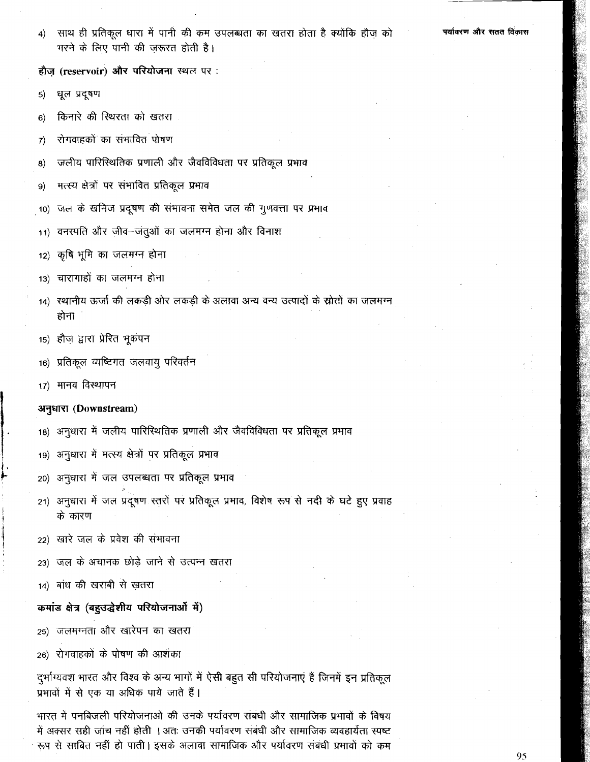4) साथ ही प्रतिकूल धारा में पानी की कम उपलब्धता का खतरा होता है क्योंकि हौज़ को भरने के लिए पानी की ज़रूरत होती है।

**हौज़ (reservoir) और परियोजना** स्थल पर :

5) धूल प्रदूषण

6) किनारे की स्थिरता को खतरा

7) रोगवाहकों का संभावित पोषण

8) जलीय पारिस्थितिक प्रणाली और जैवविविधता पर प्रतिकूल प्रभाव

9) मत्स्य क्षेत्रों पर संभावित प्रतिकूल प्रभाव

10) जल के खनिज प्रदूषण की संभावना समेत जल की गुणवत्ता पर प्रभाव

11) वनस्पति और जीव–जंतुओं का जलमग्न होना और विनाश

12) कृषि भूमि का जलमग्न होना

13) चारागाहों का जलमग्न होना

14) स्थानीय ऊर्जा की लकड़ी ओर लकड़ी के अलावा अन्य वन्य उत्पादों के स्रोतों का जलमग्न होना

15) हौज़ द्वारा प्रेरित भूकंपन

16) प्रतिकूल व्यष्टिगत जलवायु परिवर्तन

17) मानव विस्थापन

**अनुधारा (Downstream)**

18) अनुधारा में जलीय पारिस्थितिक प्रणाली और जैवविविधता पर प्रतिकूल प्रभाव

19) अनुधारा में मत्स्य क्षेत्रों पर प्रतिकूल प्रभाव

20) अनुधारा में जल उपलब्धता पर प्रतिकूल प्रभाव

21) अनुधारा में जल प्रदूषण स्तरों पर प्रतिकूल प्रभाव, विशेष रूप से नदी के घटे हुए प्रवाह के कारण

22) खारे जल के प्रवेश की संभावना

23) जल के अचानक छोड़े जाने से उत्पन्न खतरा

14) बांध की खराबी से ख़तरा

**कमांड क्षेत्र (बहुउद्देशीय परियोजनाओं में)**

25) जलमग्नता और खारेपन का खतरा

26) रोगवाहकों के पोषण की आशंका

दुर्भाग्यवश भारत और विश्व के अन्य भागों में ऐसी बहुत सी परियोजनाएं हैं जिनमें इन प्रतिकूल प्रभावों में से एक या अधिक पाये जाते हैं।

भारत में पनबिजली परियोजनाओं की उनके पर्यावरण संबंधी और सामाजिक प्रभावों के विषय में अक्सर सही जांच नहीं होती । अतः उनकी पर्यावरण संबंधी और सामाजिक व्यवहार्यता स्पष्ट रूप से साबित नहीं हो पाती। इसके अलावा सामाजिक और पर्यावरण संबंधी प्रभावों को कम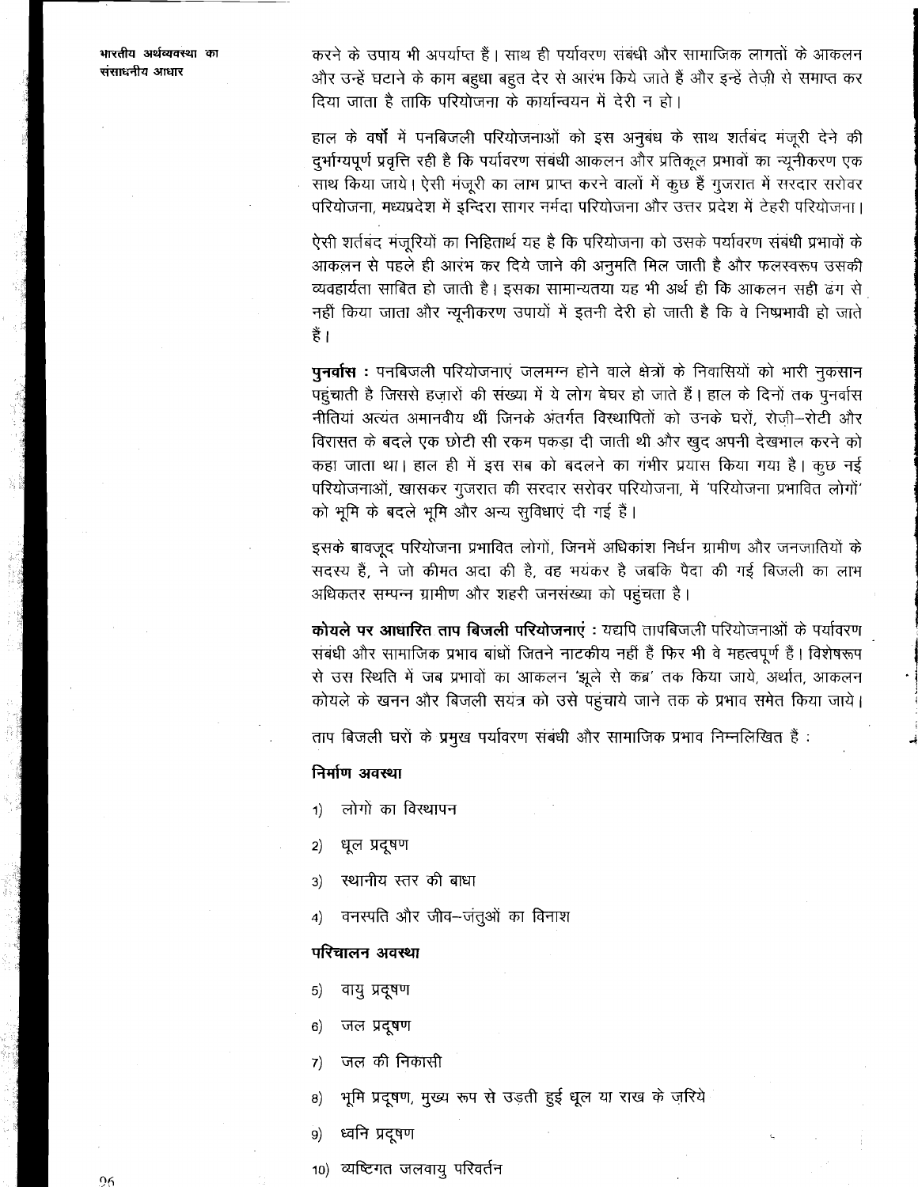करने के उपाय भी अपर्याप्त हैं। साथ ही पर्यावरण संबंधी और सामाजिक लागतों के आकलन और उन्हें घटाने के काम बहुधा बहुत देर से आरंभ किये जाते हैं और इन्हें तेज़ी से समाप्त कर दिया जाता है ताकि परियोजना के कार्यान्वयन में देरी न हो।

हाल के वर्षों में पनबिजली परियोजनाओं को इस अनुबंध के साथ शर्तबंद मंजूरी देने की दुर्भाग्यपूर्ण प्रवृत्ति रही है कि पर्यावरण संबंधी आकलन और प्रतिकूल प्रभावों का न्यूनीकरण एक साथ किया जाये। ऐसी मंजूरी का लाभ प्राप्त करने वालों में कुछ हैं गुजरात में सरदार सरोवर परियोजना, मध्यप्रदेश में इन्दिरा सागर नर्मदा परियोजना और उत्तर प्रदेश में टेहरी परियोजना।

ऐसी शर्तबंद मंजूरियों का निहितार्थ यह है कि परियोजना को उसके पर्यावरण संबंधी प्रभावों के आकलन से पहले ही आरंभ कर दिये जाने की अनुमति मिल जाती है और फलस्वरूप उसकी व्यवहार्यता साबित हो जाती है। इसका सामान्यतया यह भी अर्थ है कि आकलन सही ढंग से नहीं किया जाता और न्यूनीकरण उपायों में इतनी देरी हो जाती है कि वे निष्प्रभावी हो जाते हैं।

**पुनर्वास :** पनबिजली परियोजनाएं जलमग्न होने वाले क्षेत्रों के निवासियों को भारी नुकसान पहुंचाती है जिससे हज़ारों की संख्या में ये लोग बेघर हो जाते हैं। हाल के दिनों तक पुनर्वास नीतियां अत्यंत अमानवीय थीं जिनके अंतर्गत विस्थापितों को उनके घरों, रोज़ी–रोटी और विरासत के बदले एक छोटी सी रकम पकड़ा दी जाती थी और खुद अपनी देखभाल करने को कहा जाता था। हाल ही में इस सब को बदलने का गंभीर प्रयास किया गया है। कुछ नई परियोजनाओं, खासकर गुजरात की सरदार सरोवर परियोजना, में 'परियोजना प्रभावित लोगों' को भूमि के बदले भूमि और अन्य सुविधाएं दी गई हैं।

इसके बावजूद परियोजना प्रभावित लोगों, जिनमें अधिकांश निर्धन ग्रामीण और जनजातियों के सदस्य हैं, ने जो कीमत अदा की है, वह भयंकर है जबकि पैदा की गई बिजली का लाभ अधिकतर सम्पन्न ग्रामीण और शहरी जनसंख्या को पहुंचता है।

**कोयले पर आधारित ताप बिजली परियोजनाएं :** यद्यपि तापबिजली परियोजनाओं के पर्यावरण संबंधी और सामाजिक प्रभाव बांधों जितने नाटकीय नहीं हैं फिर भी वे महत्वपूर्ण हैं। विशेषरूप से उस स्थिति में जब प्रभावों का आकलन 'झूले से कब्र' तक किया जाये, अर्थात, आकलन कोयले के खनन और बिजली संयंत्र को उसे पहुंचाये जाने तक के प्रभाव समेत किया जाये।

ताप बिजली घरों के प्रमुख पर्यावरण संबंधी और सामाजिक प्रभाव निम्नलिखित हैं :

**निर्माण अवस्था**

1) लोगों का विस्थापन
2) धूल प्रदूषण
3) स्थानीय स्तर की बाधा
4) वनस्पति और जीव–जंतुओं का विनाश

**परिचालन अवस्था**

5) वायु प्रदूषण
6) जल प्रदूषण
7) जल की निकासी
8) भूमि प्रदूषण, मुख्य रूप से उड़ती हुई धूल या राख के ज़रिये
9) ध्वनि प्रदूषण
10) व्यष्टिगत जलवायु परिवर्तन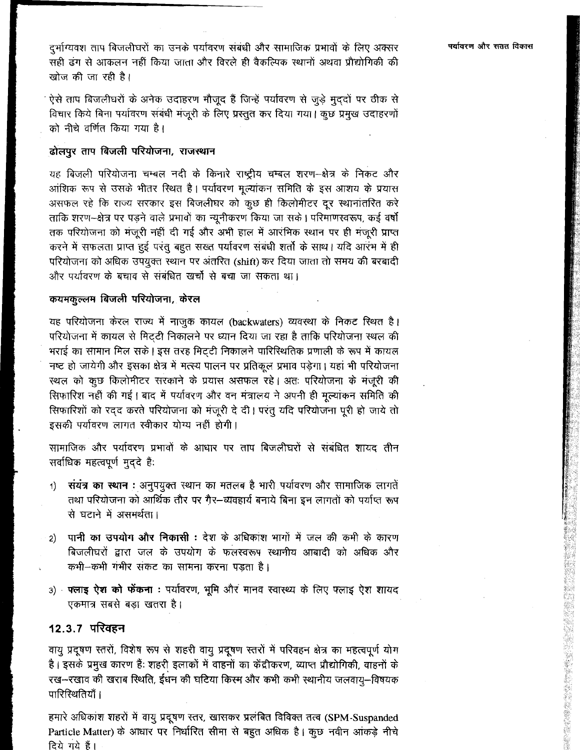दुर्भाग्यवश ताप बिजलीघरों का उनके पर्यावरण संबंधी और सामाजिक प्रभावों के लिए अक्सर सही ढंग से आकलन नहीं किया जाता और विरले ही वैकल्पिक स्थानों अथवा प्रौद्योगिकी की खोज की जा रही है।

ऐसे ताप बिजलीघरों के अनेक उदाहरण मौजूद हैं जिन्हें पर्यावरण से जुड़े मुद्दों पर ठीक से विचार किये बिना पर्यावरण संबंधी मंजूरी के लिए प्रस्तुत कर दिया गया। कुछ प्रमुख उदाहरणों को नीचे वर्णित किया गया है।

#### ढोलपुर ताप बिजली परियोजना, राजस्थान

यह बिजली परियोजना चम्बल नदी के किनारे राष्ट्रीय चम्बल शरण–क्षेत्र के निकट और आंशिक रूप से उसके भीतर स्थित है। पर्यावरण मूल्यांकन समिति के इस आशय के प्रयास असफल रहे कि राज्य सरकार इस बिजलीघर को कुछ ही किलोमीटर दूर स्थानांतरित करे ताकि शरण–क्षेत्र पर पड़ने वाले प्रभावों का न्यूनीकरण किया जा सके। परिमाणस्वरूप, कई वर्षों तक परियोजना को मंजूरी नहीं दी गई और अभी हाल में आरंभिक स्थान पर ही मंजूरी प्राप्त करने में सफलता प्राप्त हुई परंतु बहुत सख्त पर्यावरण संबंधी शर्तों के साथ। यदि आरंभ में ही परियोजना को अधिक उपयुक्त स्थान पर अंतरित (shift) कर दिया जाता तो समय की बरबादी और पर्यावरण के बचाव से संबंधित खर्चों से बचा जा सकता था।

#### कयमकुल्लम बिजली परियोजना, केरल

यह परियोजना केरल राज्य में नाजुक कायल (backwaters) व्यवस्था के निकट स्थित है। परियोजना में कायल से मिट्टी निकालने पर ध्यान दिया जा रहा है ताकि परियोजना स्थल की भराई का सामान मिल सके। इस तरह मिट्टी निकालने पारिस्थितिक प्रणाली के रूप में कायल नष्ट हो जायेगी और इसका क्षेत्र में मत्स्य पालन पर प्रतिकूल प्रभाव पड़ेगा। यहां भी परियोजना स्थल को कुछ किलोमीटर सरकाने के प्रयास असफल रहे। अतः परियोजना के मंजूरी की सिफारिश नहीं की गई। बाद में पर्यावरण और वन मंत्रालय ने अपनी ही मूल्यांकन समिति की सिफारिशों को रद्द करते परियोजना को मंजूरी दे दी। परंतु यदि परियोजना पूरी हो जाये तो इसकी पर्यावरण लागत स्वीकार योग्य नहीं होगी।

सामाजिक और पर्यावरण प्रभावों के आधार पर ताप बिजलीघरों से संबंधित शायद तीन सर्वाधिक महत्वपूर्ण मुद्दे हैं:

1) **संयंत्र का स्थान :** अनुपयुक्त स्थान का मतलब है भारी पर्यावरण और सामाजिक लागतें तथा परियोजना को आर्थिक तौर पर ग़ैर–व्यवहार्य बनाये बिना इन लागतों को पर्याप्त रूप से घटाने में असमर्थता।

2) **पानी का उपयोग और निकासी :** देश के अधिकांश भागों में जल की कमी के कारण बिजलीघरों द्वारा जल के उपयोग के फलस्वरूप स्थानीय आबादी को अधिक और कभी–कभी गंभीर संकट का सामना करना पड़ता है।

3) **फ्लाइ ऐश को फेंकना :** पर्यावरण, भूमि और मानव स्वास्थ्य के लिए फ्लाइ ऐश शायद एकमात्र सबसे बड़ा खतरा है।

### 12.3.7 परिवहन

वायु प्रदूषण स्तरों, विशेष रूप से शहरी वायु प्रदूषण स्तरों में परिवहन क्षेत्र का महत्वपूर्ण योग है। इसके प्रमुख कारण हैं: शहरी इलाकों में वाहनों का केंद्रीकरण, व्याप्त प्रौद्योगिकी, वाहनों के रख–रखाव की खराब स्थिति, ईंधन की घटिया किस्म और कभी कभी स्थानीय जलवायु–विषयक पारिस्थितियाँ।

हमारे अधिकांश शहरों में वायु प्रदूषण स्तर, खासकर प्रलंबित विविक्त तत्व (SPM-Suspanded Particle Matter) के आधार पर निर्धारित सीमा से बहुत अधिक है। कुछ नवीन आंकड़े नीचे दिये गये हैं।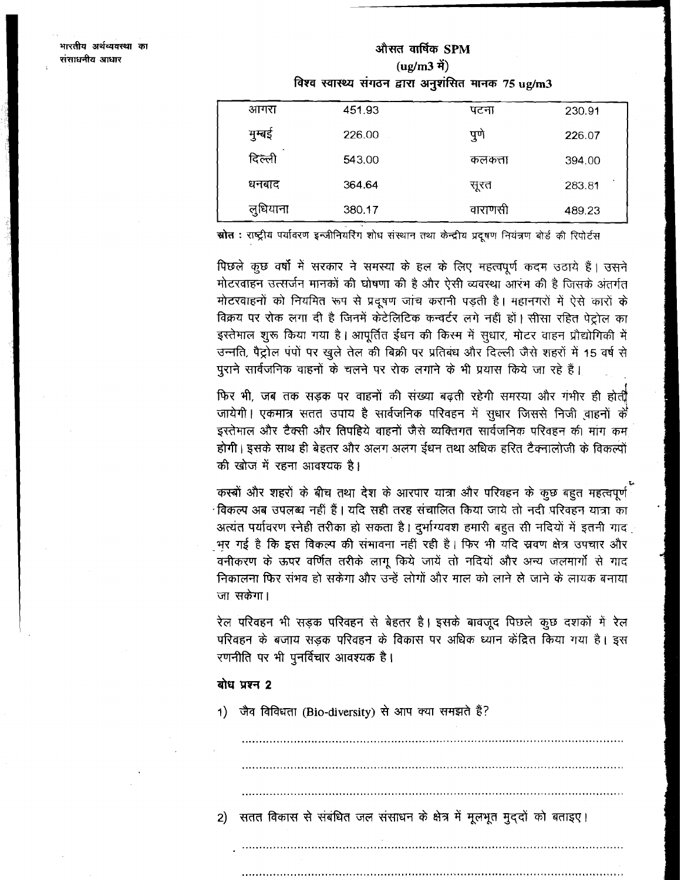### औसत वार्षिक SPM
### (ug/m3 में)
### विश्व स्वास्थ्य संगठन द्वारा अनुशंसित मानक 75 ug/m3

| | | | |
|---|---|---|---|
| आगरा | 451.93 | पटना | 230.91 |
| मुम्बई | 226.00 | पुणे | 226.07 |
| दिल्ली | 543.00 | कलकत्ता | 394.00 |
| धनबाद | 364.64 | सूरत | 283.81 |
| लुधियाना | 380.17 | वाराणसी | 489.23 |

**स्रोत :** राष्ट्रीय पर्यावरण इन्जीनियरिंग शोध संस्थान तथा केन्द्रीय प्रदूषण नियंत्रण बोर्ड की रिपोर्टस

पिछले कुछ वर्षों में सरकार ने समस्या के हल के लिए महत्वपूर्ण कदम उठाये हैं। उसने मोटरवाहन उत्सर्जन मानकों की घोषणा की है और ऐसी व्यवस्था आरंभ की है जिसके अंतर्गत मोटरवाहनों को नियमित रूप से प्रदूषण जांच करानी पड़ती है। महानगरों में ऐसे कारों के विक्रय पर रोक लगा दी है जिनमें केटेलिटिक कन्वर्टर लगे नहीं हों। सीसा रहित पेट्रोल का इस्तेमाल शुरू किया गया है। आपूर्तित ईधन की किस्म में सुधार, मोटर वाहन प्रौद्योगिकी में उन्नति, पैट्रोल पंपों पर खुले तेल की बिक्री पर प्रतिबंध और दिल्ली जैसे शहरों में 15 वर्ष से पुराने सार्वजनिक वाहनों के चलने पर रोक लगाने के भी प्रयास किये जा रहे हैं।

फिर भी, जब तक सड़क पर वाहनों की संख्या बढ़ती रहेगी समस्या और गंभीर ही होती जायेगी। एकमात्र सतत उपाय है सार्वजनिक परिवहन में सुधार जिससे निजी वाहनों के इस्तेमाल और टैक्सी और तिपहिये वाहनों जैसे व्यक्तिगत सार्वजनिक परिवहन की मांग कम होगी। इसके साथ ही बेहतर और अलग अलग ईधन तथा अधिक हरित टैक्नालोजी के विकल्पों की खोज में रहना आवश्यक है।

कस्बों और शहरों के बीच तथा देश के आरपार यात्रा और परिवहन के कुछ बहुत महत्वपूर्ण विकल्प अब उपलब्ध नहीं हैं। यदि सही तरह संचालित किया जाये तो नदी परिवहन यात्रा का अत्यंत पर्यावरण स्नेही तरीका हो सकता है। दुर्भाग्यवश हमारी बहुत सी नदियों में इतनी गाद भर गई है कि इस विकल्प की संभावना नहीं रही है। फिर भी यदि स्रवण क्षेत्र उपचार और वनीकरण के ऊपर वर्णित तरीके लागू किये जायें तो नदियों और अन्य जलमार्गों से गाद निकालना फिर संभव हो सकेगा और उन्हें लोगों और माल को लाने ले जाने के लायक बनाया जा सकेगा।

रेल परिवहन भी सड़क परिवहन से बेहतर है। इसके बावजूद पिछले कुछ दशकों में रेल परिवहन के बजाय सड़क परिवहन के विकास पर अधिक ध्यान केंद्रित किया गया है। इस रणनीति पर भी पुनर्विचार आवश्यक है।

**बोध प्रश्न 2**

1) जैव विविधता (Bio-diversity) से आप क्या समझते हैं?

..............................................................................................................

..............................................................................................................

..............................................................................................................

2) सतत विकास से संबंधित जल संसाधन के क्षेत्र में मूलभूत मुद्दों को बताइए।

..............................................................................................................

..............................................................................................................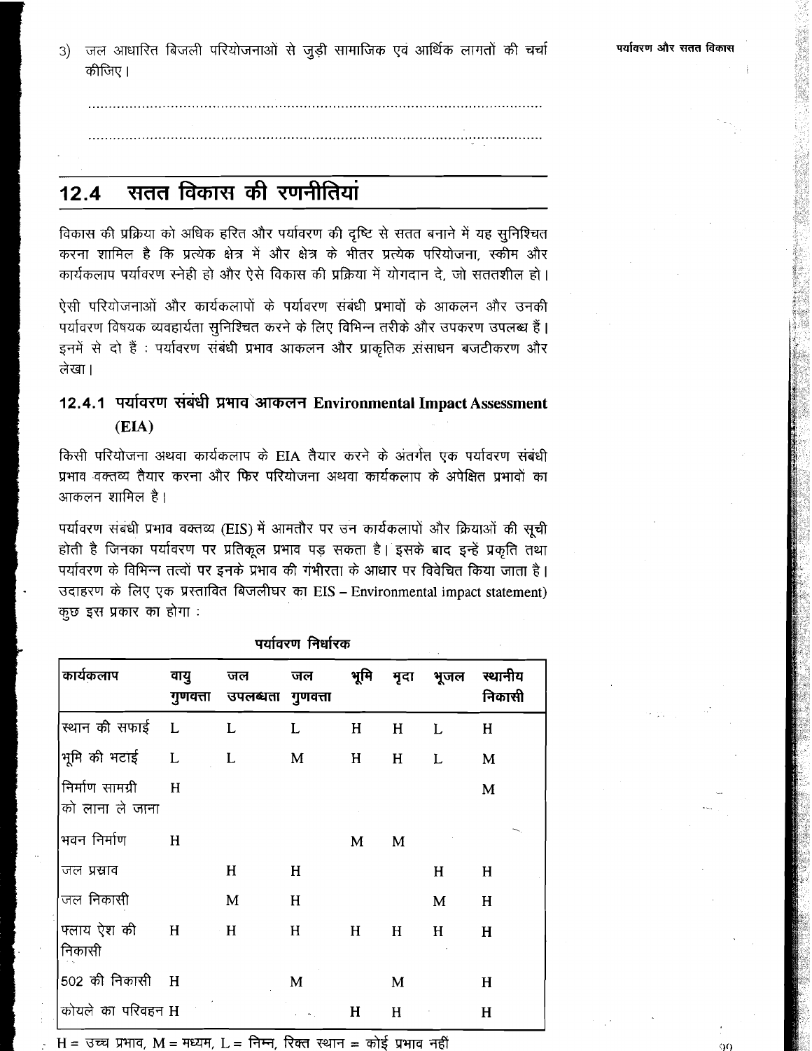3) जल आधारित बिजली परियोजनाओं से जुड़ी सामाजिक एवं आर्थिक लागतों की चर्चा कीजिए।

..................................................................................................................

..................................................................................................................

## 12.4 सतत विकास की रणनीतियां

विकास की प्रक्रिया को अधिक हरित और पर्यावरण की दृष्टि से सतत बनाने में यह सुनिश्चित करना शामिल है कि प्रत्येक क्षेत्र में और क्षेत्र के भीतर प्रत्येक परियोजना, स्कीम और कार्यकलाप पर्यावरण स्नेही हो और ऐसे विकास की प्रक्रिया में योगदान दे, जो सततशील हो।

ऐसी परियोजनाओं और कार्यकलापों के पर्यावरण संबंधी प्रभावों के आकलन और उनकी पर्यावरण विषयक व्यवहार्यता सुनिश्चित करने के लिए विभिन्न तरीके और उपकरण उपलब्ध हैं। इनमें से दो हैं : पर्यावरण संबंधी प्रभाव आकलन और प्राकृतिक संसाधन बजटीकरण और लेखा।

### 12.4.1 पर्यावरण संबंधी प्रभाव आकलन Environmental Impact Assessment (EIA)

किसी परियोजना अथवा कार्यकलाप के EIA तैयार करने के अंतर्गत एक पर्यावरण संबंधी प्रभाव वक्तव्य तैयार करना और फिर परियोजना अथवा कार्यकलाप के अपेक्षित प्रभावों का आकलन शामिल है।

पर्यावरण संबंधी प्रभाव वक्तव्य (EIS) में आमतौर पर उन कार्यकलापों और क्रियाओं की सूची होती है जिनका पर्यावरण पर प्रतिकूल प्रभाव पड़ सकता है। इसके बाद इन्हें प्रकृति तथा पर्यावरण के विभिन्न तत्वों पर इनके प्रभाव की गंभीरता के आधार पर विवेचित किया जाता है। उदाहरण के लिए एक प्रस्तावित बिजलीघर का EIS – Environmental impact statement) कुछ इस प्रकार का होगा :

पर्यावरण निर्धारक

| कार्यकलाप | वायु गुणवत्ता | जल उपलब्धता | जल गुणवत्ता | भूमि | मृदा | भूजल | स्थानीय निकासी |
|---|---|---|---|---|---|---|---|
| स्थान की सफाई | L | L | L | H | H | L | H |
| भूमि की भटाई | L | L | M | H | H | L | M |
| निर्माण सामग्री को लाना ले जाना | H | | | | | | M |
| भवन निर्माण | H | | | M | M | | |
| जल प्रस्राव | | H | H | | | H | H |
| जल निकासी | | M | H | | | M | H |
| फ्लाय ऐश की निकासी | H | H | H | H | H | H | H |
| 502 की निकासी | H | | M | | M | | H |
| कोयले का परिवहन | H | | | H | H | | H |

H = उच्च प्रभाव, M = मध्यम, L = निम्न, रिक्त स्थान = कोई प्रभाव नहीं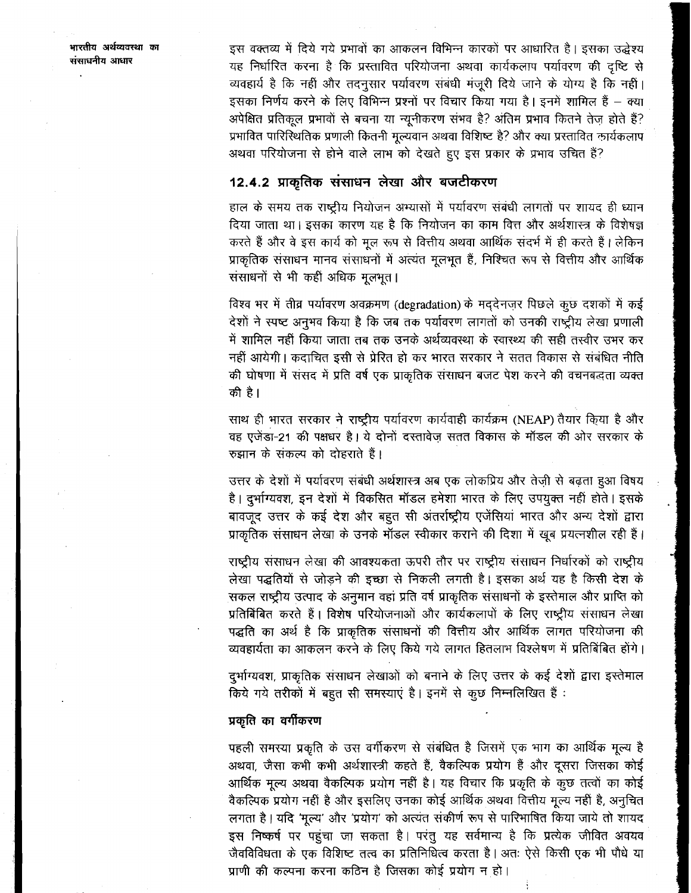इस वक्तव्य में दिये गये प्रभावों का आकलन विभिन्न कारकों पर आधारित है। इसका उद्देश्य यह निर्धारित करना है कि प्रस्तावित परियोजना अथवा कार्यकलाप पर्यावरण की दृष्टि से व्यवहार्य है कि नहीं और तदनुसार पर्यावरण संबंधी मंजूरी दिये जाने के योग्य है कि नहीं। इसका निर्णय करने के लिए विभिन्न प्रश्नों पर विचार किया गया है। इनमें शामिल हैं – क्या अपेक्षित प्रतिकूल प्रभावों से बचना या न्यूनीकरण संभव है? अंतिम प्रभाव कितने तेज़ होते हैं? प्रभावित पारिस्थितिक प्रणाली कितनी मूल्यवान अथवा विशिष्ट है? और क्या प्रस्तावित कार्यकलाप अथवा परियोजना से होने वाले लाभ को देखते हुए इस प्रकार के प्रभाव उचित हैं?

### 12.4.2 प्राकृतिक संसाधन लेखा और बजटीकरण

हाल के समय तक राष्ट्रीय नियोजन अभ्यासों में पर्यावरण संबंधी लागतों पर शायद ही ध्यान दिया जाता था। इसका कारण यह है कि नियोजन का काम वित्त और अर्थशास्त्र के विशेषज्ञ करते हैं और वे इस कार्य को मूल रूप से वित्तीय अथवा आर्थिक संदर्भ में ही करते हैं। लेकिन प्राकृतिक संसाधन मानव संसाधनों में अत्यंत मूलभूत हैं, निश्चित रूप से वित्तीय और आर्थिक संसाधनों से भी कहीं अधिक मूलभूत।

विश्व भर में तीव्र पर्यावरण अवक्रमण (degradation) के मद्देनज़र पिछले कुछ दशकों में कई देशों ने स्पष्ट अनुभव किया है कि जब तक पर्यावरण लागतों को उनकी राष्ट्रीय लेखा प्रणाली में शामिल नहीं किया जाता तब तक उनके अर्थव्यवस्था के स्वास्थ्य की सही तस्वीर उभर कर नहीं आयेगी। कदाचित इसी से प्रेरित हो कर भारत सरकार ने सतत विकास से संबंधित नीति की घोषणा में संसद में प्रति वर्ष एक प्राकृतिक संसाधन बजट पेश करने की वचनबद्धता व्यक्त की है।

साथ ही भारत सरकार ने राष्ट्रीय पर्यावरण कार्यवाही कार्यक्रम (NEAP) तैयार किया है और वह एजेंडा-21 की पक्षधर है। ये दोनों दस्तावेज़ सतत विकास के मॉडल की ओर सरकार के रुझान के संकल्प को दोहराते हैं।

उत्तर के देशों में पर्यावरण संबंधी अर्थशास्त्र अब एक लोकप्रिय और तेज़ी से बढ़ता हुआ विषय है। दुर्भाग्यवश, इन देशों में विकसित मॉडल हमेशा भारत के लिए उपयुक्त नहीं होते। इसके बावजूद उत्तर के कई देश और बहुत सी अंतर्राष्ट्रीय एजेंसियां भारत और अन्य देशों द्वारा प्राकृतिक संसाधन लेखा के उनके मॉडल स्वीकार कराने की दिशा में खूब प्रयत्नशील रही हैं।

राष्ट्रीय संसाधन लेखा की आवश्यकता ऊपरी तौर पर राष्ट्रीय संसाधन निर्धारकों को राष्ट्रीय लेखा पद्धतियों से जोड़ने की इच्छा से निकली लगती है। इसका अर्थ यह है किसी देश के सकल राष्ट्रीय उत्पाद के अनुमान वहां प्रति वर्ष प्राकृतिक संसाधनों के इस्तेमाल और प्राप्ति को प्रतिबिंबित करते हैं। विशेष परियोजनाओं और कार्यकलापों के लिए राष्ट्रीय संसाधन लेखा पद्धति का अर्थ है कि प्राकृतिक संसाधनों की वित्तीय और आर्थिक लागत परियोजना की व्यवहार्यता का आकलन करने के लिए किये गये लागत हितलाभ विश्लेषण में प्रतिबिंबित होंगे।

दुर्भाग्यवश, प्राकृतिक संसाधन लेखाओं को बनाने के लिए उत्तर के कई देशों द्वारा इस्तेमाल किये गये तरीकों में बहुत सी समस्याएं है। इनमें से कुछ निम्नलिखित हैं :

#### प्रकृति का वर्गीकरण

पहली समस्या प्रकृति के उस वर्गीकरण से संबंधित है जिसमें एक भाग का आर्थिक मूल्य है अथवा, जैसा कभी कभी अर्थशास्त्री कहते है, वैकल्पिक प्रयोग हैं और दूसरा जिसका कोई आर्थिक मूल्य अथवा वैकल्पिक प्रयोग नहीं है। यह विचार कि प्रकृति के कुछ तत्वों का कोई वैकल्पिक प्रयोग नहीं है और इसलिए उनका कोई आर्थिक अथवा वित्तीय मूल्य नहीं है, अनुचित लगता है। यदि 'मूल्य' और 'प्रयोग' को अत्यंत संकीर्ण रूप से पारिभाषित किया जाये तो शायद इस निष्कर्ष पर पहुंचा जा सकता है। परंतु यह सर्वमान्य है कि प्रत्येक जीवित अवयव जैवविविधता के एक विशिष्ट तत्व का प्रतिनिधित्व करता है। अतः ऐसे किसी एक भी पौधे या प्राणी की कल्पना करना कठिन है जिसका कोई प्रयोग न हो।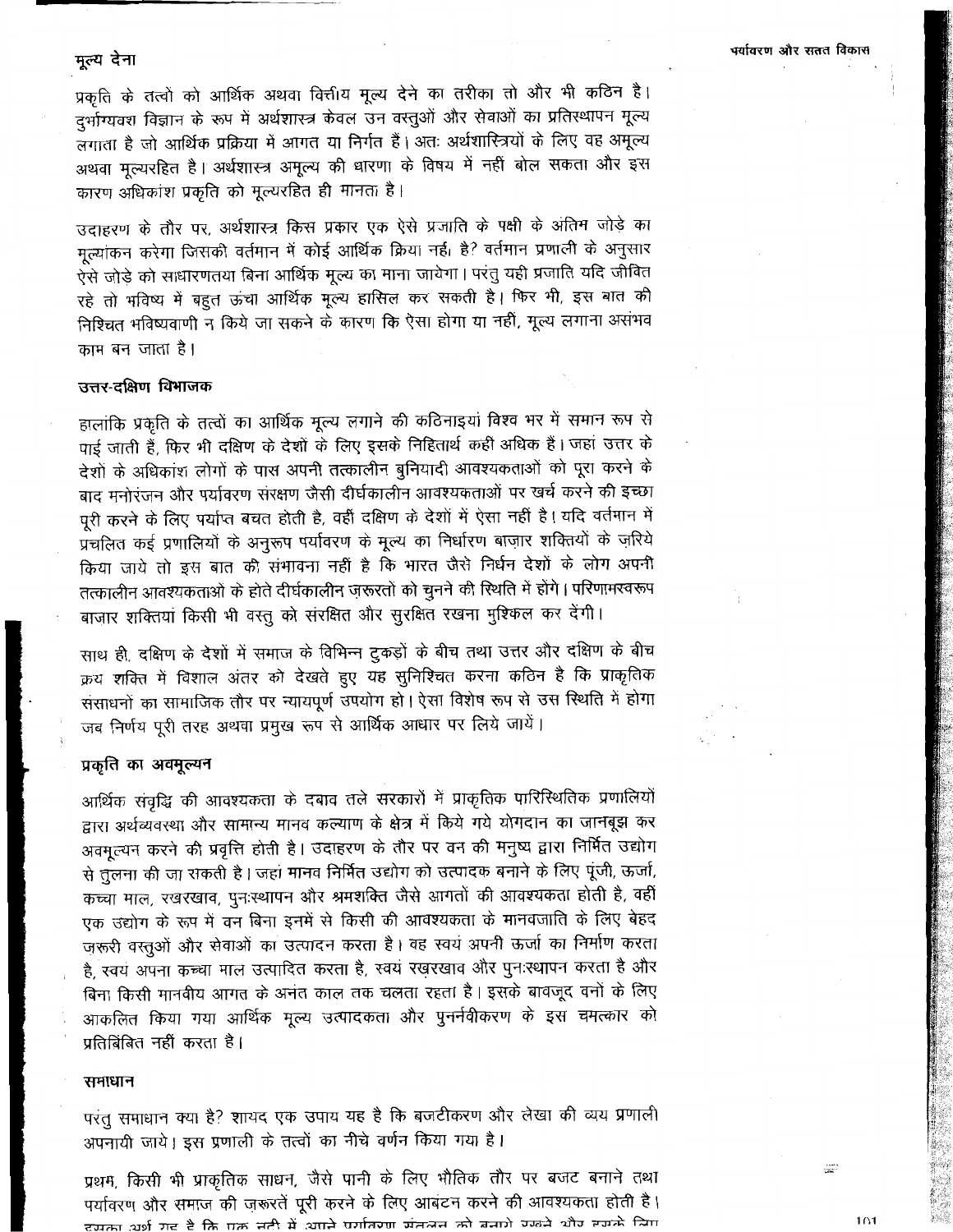## मूल्य देना

प्रकृति के तत्वों को आर्थिक अथवा वित्तीय मूल्य देने का तरीका तो और भी कठिन है। दुर्भाग्यवश विज्ञान के रूप में अर्थशास्त्र केवल उन वस्तुओं और सेवाओं का प्रतिस्थापन मूल्य लगाता है जो आर्थिक प्रक्रिया में आगत या निर्गत हैं। अतः अर्थशास्त्रियों के लिए वह अमूल्य अथवा मूल्यरहित है। अर्थशास्त्र अमूल्य की धारणा के विषय में नहीं बोल सकता और इस कारण अधिकांश प्रकृति को मूल्यरहित ही मानता है।

उदाहरण के तौर पर, अर्थशास्त्र किस प्रकार एक ऐसे प्रजाति के पक्षी के अंतिम जोड़े का मूल्यांकन करेगा जिसकी वर्तमान में कोई आर्थिक क्रिया नहीं है? वर्तमान प्रणाली के अनुसार ऐसे जोड़े को साधारणतया बिना आर्थिक मूल्य का माना जायेगा। परंतु यही प्रजाति यदि जीवित रहे तो भविष्य में बहुत ऊंचा आर्थिक मूल्य हासिल कर सकती है। फिर भी, इस बात की निश्चित भविष्यवाणी न किये जा सकने के कारण कि ऐसा होगा या नहीं, मूल्य लगाना असंभव काम बन जाता है।

## उत्तर-दक्षिण विभाजक

हालांकि प्रकृति के तत्वों का आर्थिक मूल्य लगाने की कठिनाइयां विश्व भर में समान रूप से पाई जाती हैं, फिर भी दक्षिण के देशों के लिए इसके निहितार्थ कहीं अधिक हैं। जहां उत्तर के देशों के अधिकांश लोगों के पास अपनी तत्कालीन बुनियादी आवश्यकताओं को पूरा करने के बाद मनोरंजन और पर्यावरण संरक्षण जैसी दीर्घकालीन आवश्यकताओं पर खर्च करने की इच्छा पूरी करने के लिए पर्याप्त बचत होती है, वहीं दक्षिण के देशों में ऐसा नहीं है। यदि वर्तमान में प्रचलित कई प्रणालियों के अनुरूप पर्यावरण के मूल्य का निर्धारण बाज़ार शक्तियों के ज़रिये किया जाये तो इस बात की संभावना नहीं है कि भारत जैसे निर्धन देशों के लोग अपनी तत्कालीन आवश्यकताओं के होते दीर्घकालीन ज़रूरतों को चुनने की स्थिति में होंगे। परिणामस्वरूप बाजार शक्तियां किसी भी वस्तु को संरक्षित और सुरक्षित रखना मुश्किल कर देंगी।

साथ ही, दक्षिण के देशों में समाज के विभिन्न टुकड़ों के बीच तथा उत्तर और दक्षिण के बीच क्रय शक्ति में विशाल अंतर को देखते हुए यह सुनिश्चित करना कठिन है कि प्राकृतिक संसाधनों का सामाजिक तौर पर न्यायपूर्ण उपयोग हो। ऐसा विशेष रूप से उस स्थिति में होगा जब निर्णय पूरी तरह अथवा प्रमुख रूप से आर्थिक आधार पर लिये जायें।

## प्रकृति का अवमूल्यन

आर्थिक संवृद्धि की आवश्यकता के दबाव तले सरकारों में प्राकृतिक पारिस्थितिक प्रणालियों द्वारा अर्थव्यवस्था और सामान्य मानव कल्याण के क्षेत्र में किये गये योगदान का जानबूझ कर अवमूल्यन करने की प्रवृत्ति होती है। उदाहरण के तौर पर वन की मनुष्य द्वारा निर्मित उद्योग से तुलना की जा सकती है। जहां मानव निर्मित उद्योग को उत्पादक बनाने के लिए पूंजी, ऊर्जा, कच्चा माल, रखरखाव, पुनःस्थापन और श्रमशक्ति जैसे आगतों की आवश्यकता होती है, वहीं एक उद्योग के रूप में वन बिना इनमें से किसी की आवश्यकता के मानवजाति के लिए बेहद जरूरी वस्तुओं और सेवाओं का उत्पादन करता है। वह स्वयं अपनी ऊर्जा का निर्माण करता है, स्वयं अपना कच्चा माल उत्पादित करता है, स्वयं रखरखाव और पुनःस्थापन करता है और बिना किसी मानवीय आगत के अनंत काल तक चलता रहता है। इसके बावजूद वनों के लिए आकलित किया गया आर्थिक मूल्य उत्पादकता और पुनर्नवीकरण के इस चमत्कार को प्रतिबिंबित नहीं करता है।

## समाधान

परंतु समाधान क्या है? शायद एक उपाय यह है कि बजटीकरण और लेखा की व्यय प्रणाली अपनायी जाये। इस प्रणाली के तत्वों का नीचे वर्णन किया गया है।

प्रथम, किसी भी प्राकृतिक साधन, जैसे पानी के लिए भौतिक तौर पर बजट बनाने तथा पर्यावरण और समाज की ज़रूरतें पूरी करने के लिए आबंटन करने की आवश्यकता होती है। इसका अर्थ यह है कि एक नदी में अपने पर्यावरण संतुलन को बनाये रखने और इसके लिए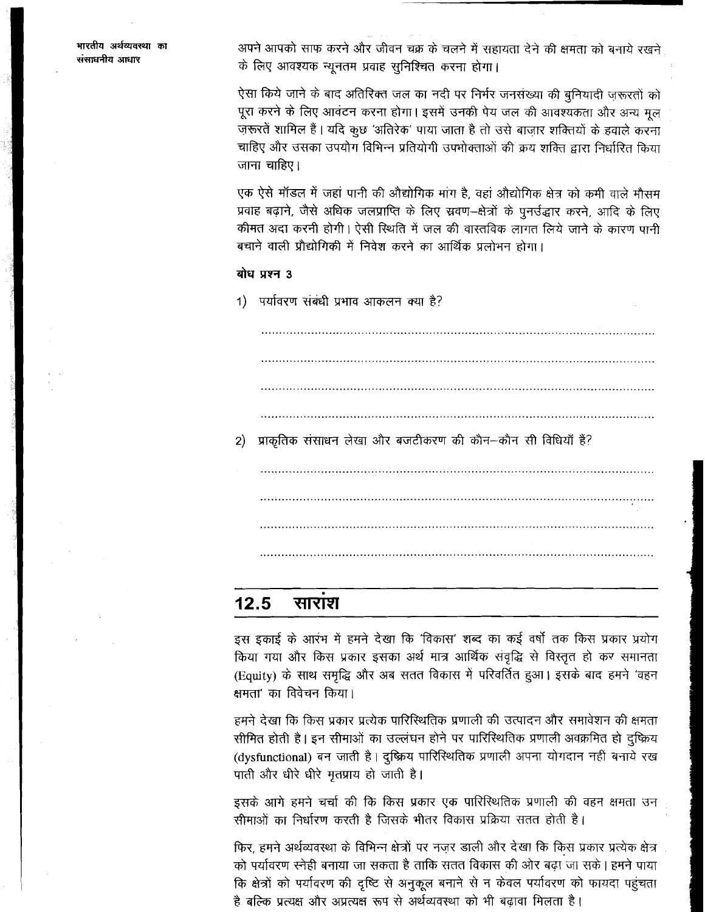अपने आपको साफ करने और जीवन चक्र के चलने में सहायता देने की क्षमता को बनाये रखने के लिए आवश्यक न्यूनतम प्रवाह सुनिश्चित करना होगा।

ऐसा किये जाने के बाद अतिरिक्त जल का नदी पर निर्भर जनसंख्या की बुनियादी ज़रूरतों को पूरा करने के लिए आवंटन करना होगा। इसमें उनकी पेय जल की आवश्यकता और अन्य मूल ज़रूरतें शामिल हैं। यदि कुछ 'अतिरेक' पाया जाता है तो उसे बाज़ार शक्तियों के हवाले करना चाहिए और उसका उपयोग विभिन्न प्रतियोगी उपभोक्ताओं की क्रय शक्ति द्वारा निर्धारित किया जाना चाहिए।

एक ऐसे मॉडल में जहां पानी की औद्योगिक मांग है, वहां औद्योगिक क्षेत्र को कमी वाले मौसम प्रवाह बढ़ाने, जैसे अधिक जलप्राप्ति के लिए स्रवण–क्षेत्रों के पुनर्उद्धार करने, आदि के लिए कीमत अदा करनी होगी। ऐसी स्थिति में जल की वास्तविक लागत लिये जाने के कारण पानी बचाने वाली प्रौद्योगिकी में निवेश करने का आर्थिक प्रलोभन होगा।

**बोध प्रश्न 3**

1) पर्यावरण संबंधी प्रभाव आकलन क्या है?

..................................................................................................................

..................................................................................................................

..................................................................................................................

..................................................................................................................

2) प्राकृतिक संसाधन लेखा और बजटीकरण की कौन–कौन सी विधियाँ हैं?

..................................................................................................................

..................................................................................................................

..................................................................................................................

..................................................................................................................

## 12.5 सारांश

इस इकाई के आरंभ में हमने देखा कि 'विकास' शब्द का कई वर्षों तक किस प्रकार प्रयोग किया गया और किस प्रकार इसका अर्थ मात्र आर्थिक संवृद्धि से विस्तृत हो कर समानता (Equity) के साथ समृद्धि और अब सतत विकास में परिवर्तित हुआ। इसके बाद हमने 'वहन क्षमता' का विवेचन किया।

हमने देखा कि किस प्रकार प्रत्येक पारिस्थितिक प्रणाली की उत्पादन और समावेशन की क्षमता सीमित होती है। इन सीमाओं का उल्लंघन होने पर पारिस्थितिक प्रणाली अवक्रमित हो दुष्क्रिय (dysfunctional) बन जाती है। दुष्क्रिय पारिस्थितिक प्रणाली अपना योगदान नहीं बनाये रख पाती और धीरे धीरे मृतप्राय हो जाती है।

इसके आगे हमने चर्चा की कि किस प्रकार एक पारिस्थितिक प्रणाली की वहन क्षमता उन सीमाओं का निर्धारण करती है जिसके भीतर विकास प्रक्रिया सतत होती है।

फिर, हमने अर्थव्यवस्था के विभिन्न क्षेत्रों पर नज़र डाली और देखा कि किस प्रकार प्रत्येक क्षेत्र को पर्यावरण स्नेही बनाया जा सकता है ताकि सतत विकास की ओर बढ़ा जा सके। हमने पाया कि क्षेत्रों को पर्यावरण की दृष्टि से अनुकूल बनाने से न केवल पर्यावरण को फायदा पहुंचता है बल्कि प्रत्यक्ष और अप्रत्यक्ष रूप से अर्थव्यवस्था को भी बढ़ावा मिलता है।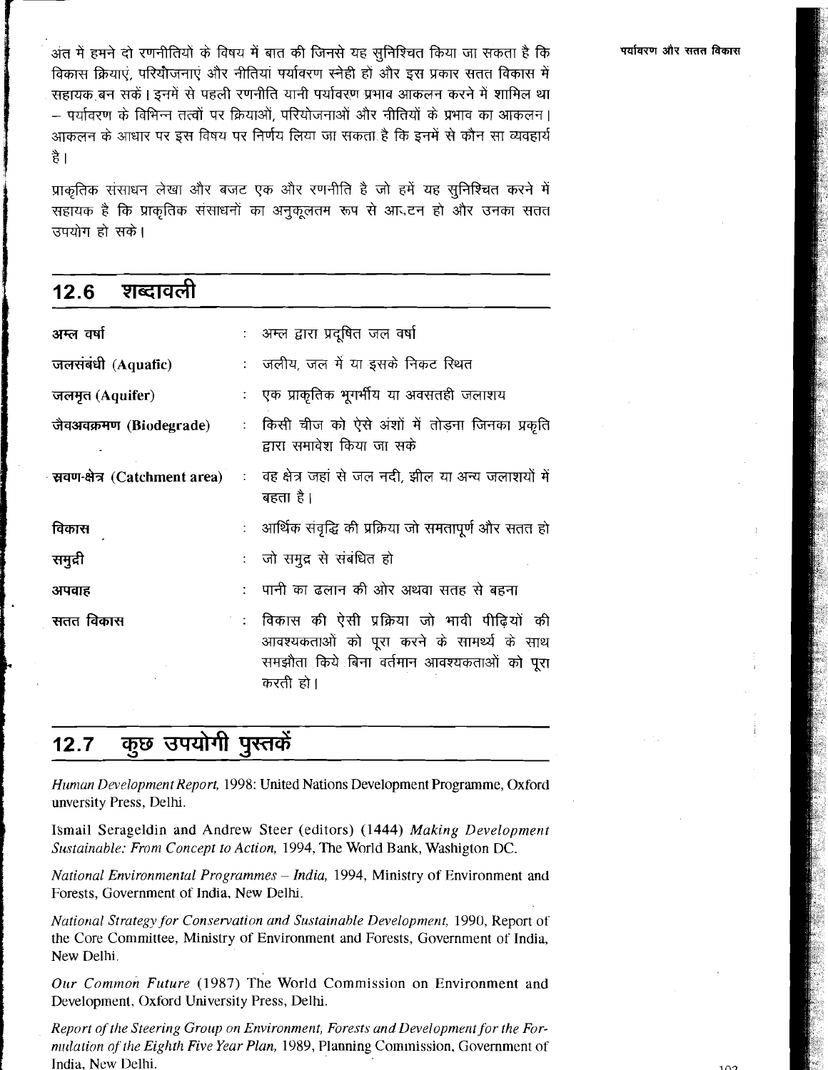अंत में हमने दो रणनीतियों के विषय में बात की जिनसे यह सुनिश्चित किया जा सकता है कि विकास क्रियाएं, परियोजनाएं और नीतियां पर्यावरण स्नेही हों और इस प्रकार सतत विकास में सहायक बन सकें। इनमें से पहली रणनीति यानी पर्यावरण प्रभाव आकलन करने में शामिल था – पर्यावरण के विभिन्न तत्वों पर क्रियाओं, परियोजनाओं और नीतियों के प्रभाव का आकलन। आकलन के आधार पर इस विषय पर निर्णय लिया जा सकता है कि इनमें से कौन सा व्यवहार्य है।

प्राकृतिक संसाधन लेखा और बजट एक और रणनीति है जो हमें यह सुनिश्चित करने में सहायक है कि प्राकृतिक संसाधनों का अनुकूलतम रूप से आ.टन हो और उनका सतत उपयोग हो सके।

## 12.6 शब्दावली

**अम्ल वर्षा** : अम्ल द्वारा प्रदूषित जल वर्षा

**जलसंबंधी (Aquafic)** : जलीय, जल में या इसके निकट स्थित

**जलभृत (Aquifer)** : एक प्राकृतिक भूगर्भीय या अवसतही जलाशय

**जैवअवक्रमण (Biodegrade)** : किसी चीज को ऐसे अंशों में तोड़ना जिनका प्रकृति द्वारा समावेश किया जा सके

**स्रवण-क्षेत्र (Catchment area)** : वह क्षेत्र जहां से जल नदी, झील या अन्य जलाशयों में बहता है।

**विकास** : आर्थिक संवृद्धि की प्रक्रिया जो समतापूर्ण और सतत हो

**समुद्री** : जो समुद्र से संबंधित हो

**अपवाह** : पानी का ढलान की ओर अथवा सतह से बहना

**सतत विकास** : विकास की ऐसी प्रक्रिया जो भावी पीढ़ियों की आवश्यकताओं को पूरा करने के सामर्थ्य के साथ समझौता किये बिना वर्तमान आवश्यकताओं को पूरा करती हो।

## 12.7 कुछ उपयोगी पुस्तकें

*Human Development Report,* 1998: United Nations Development Programme, Oxford unversity Press, Delhi.

Ismail Serageldin and Andrew Steer (editors) (1444) *Making Development Sustainable: From Concept to Action,* 1994, The World Bank, Washigton DC.

*National Environmental Programmes – India,* 1994, Ministry of Environment and Forests, Government of India, New Delhi.

*National Strategy for Conservation and Sustainable Development,* 1990, Report of the Core Committee, Ministry of Environment and Forests, Government of India, New Delhi.

*Our Common Future* (1987) The World Commission on Environment and Development, Oxford University Press, Delhi.

*Report of the Steering Group on Environment, Forests and Development for the Formulation of the Eighth Five Year Plan,* 1989, Planning Commission, Government of India, New Delhi.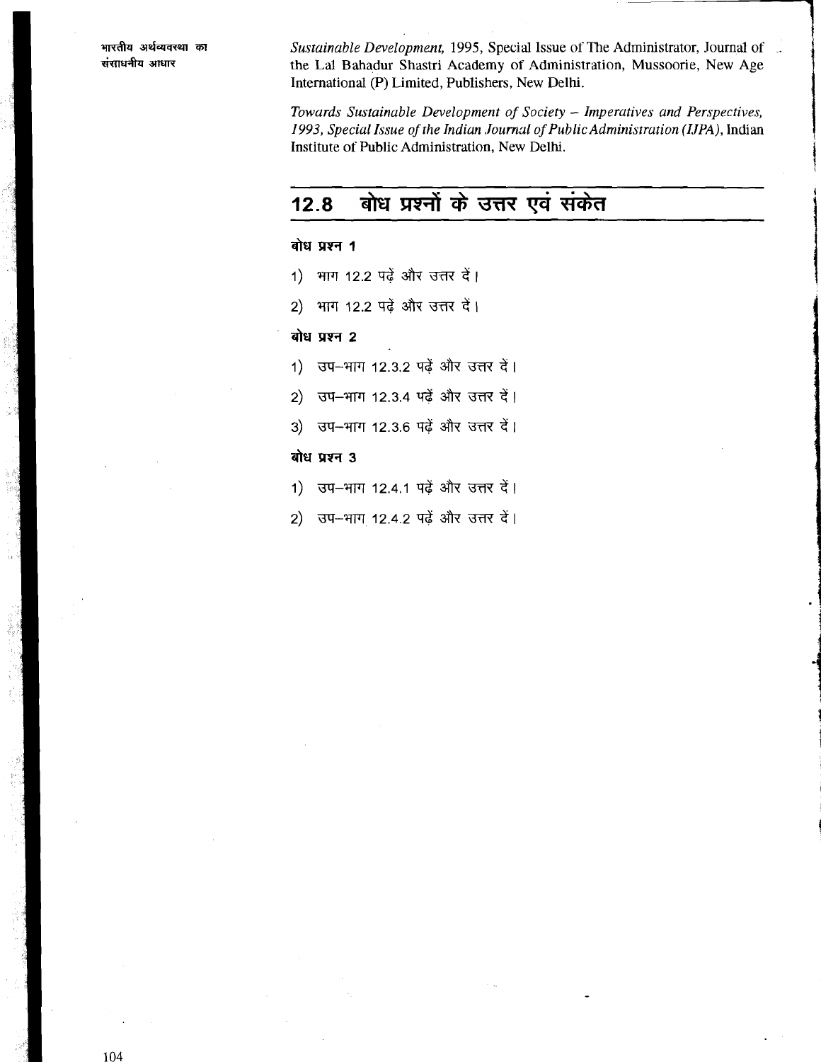*Sustainable Development,* 1995, Special Issue of The Administrator, Journal of the Lal Bahadur Shastri Academy of Administration, Mussoorie, New Age International (P) Limited, Publishers, New Delhi.

*Towards Sustainable Development of Society – Imperatives and Perspectives, 1993, Special Issue of the Indian Journal of Public Administration (IJPA),* Indian Institute of Public Administration, New Delhi.

## 12.8 बोध प्रश्नों के उत्तर एवं संकेत

**बोध प्रश्न 1**

1) भाग 12.2 पढ़ें और उत्तर दें।
2) भाग 12.2 पढ़ें और उत्तर दें।

**बोध प्रश्न 2**

1) उप–भाग 12.3.2 पढ़ें और उत्तर दें।
2) उप–भाग 12.3.4 पढ़ें और उत्तर दें।
3) उप–भाग 12.3.6 पढ़ें और उत्तर दें।

**बोध प्रश्न 3**

1) उप–भाग 12.4.1 पढ़ें और उत्तर दें।
2) उप–भाग 12.4.2 पढ़ें और उत्तर दें।